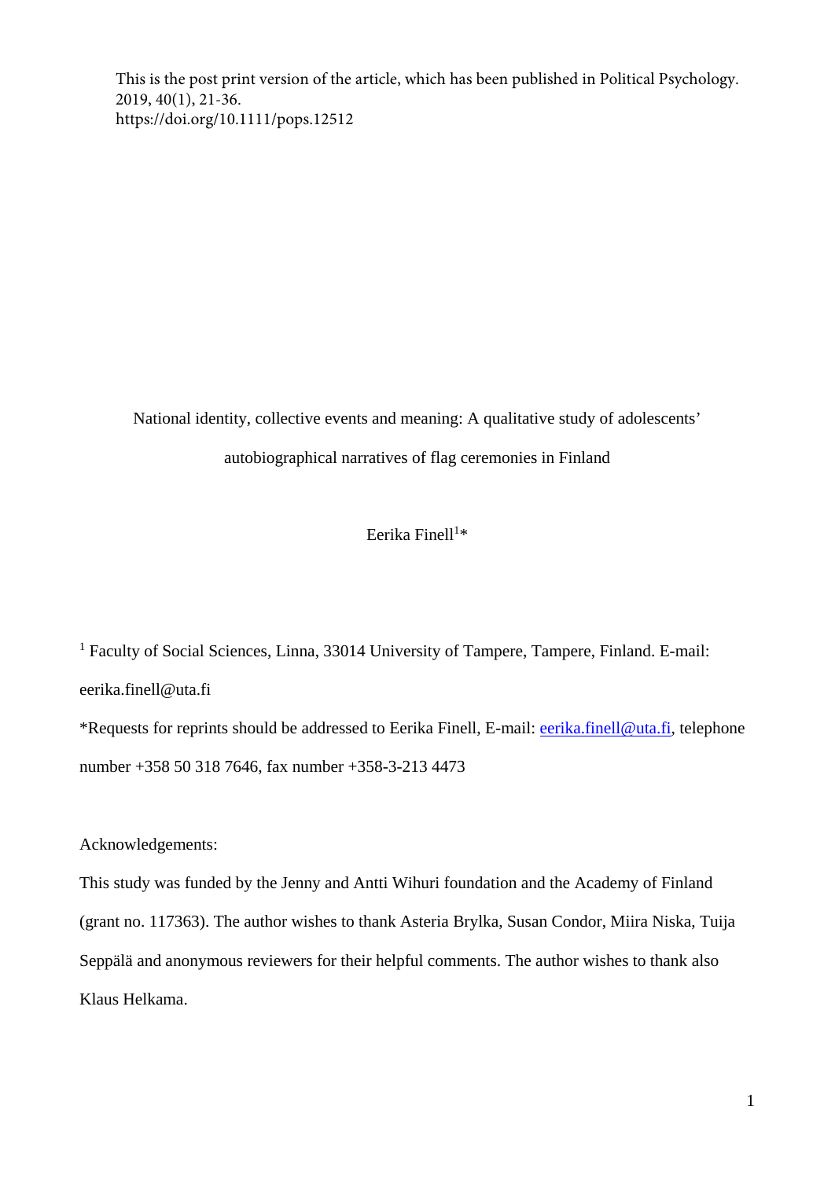This is the post print version of the article, which has been published in Political Psychology. 2019, 40(1), 21-36.
https://doi.org/10.1111/pops.12512

# National identity, collective events and meaning: A qualitative study of adolescents' autobiographical narratives of flag ceremonies in Finland

Eerika Finell[1]*

[1] Faculty of Social Sciences, Linna, 33014 University of Tampere, Tampere, Finland. E-mail: eerika.finell@uta.fi

*Requests for reprints should be addressed to Eerika Finell, E-mail: eerika.finell@uta.fi, telephone number +358 50 318 7646, fax number +358-3-213 4473

Acknowledgements:

This study was funded by the Jenny and Antti Wihuri foundation and the Academy of Finland (grant no. 117363). The author wishes to thank Asteria Brylka, Susan Condor, Miira Niska, Tuija Seppälä and anonymous reviewers for their helpful comments. The author wishes to thank also Klaus Helkama.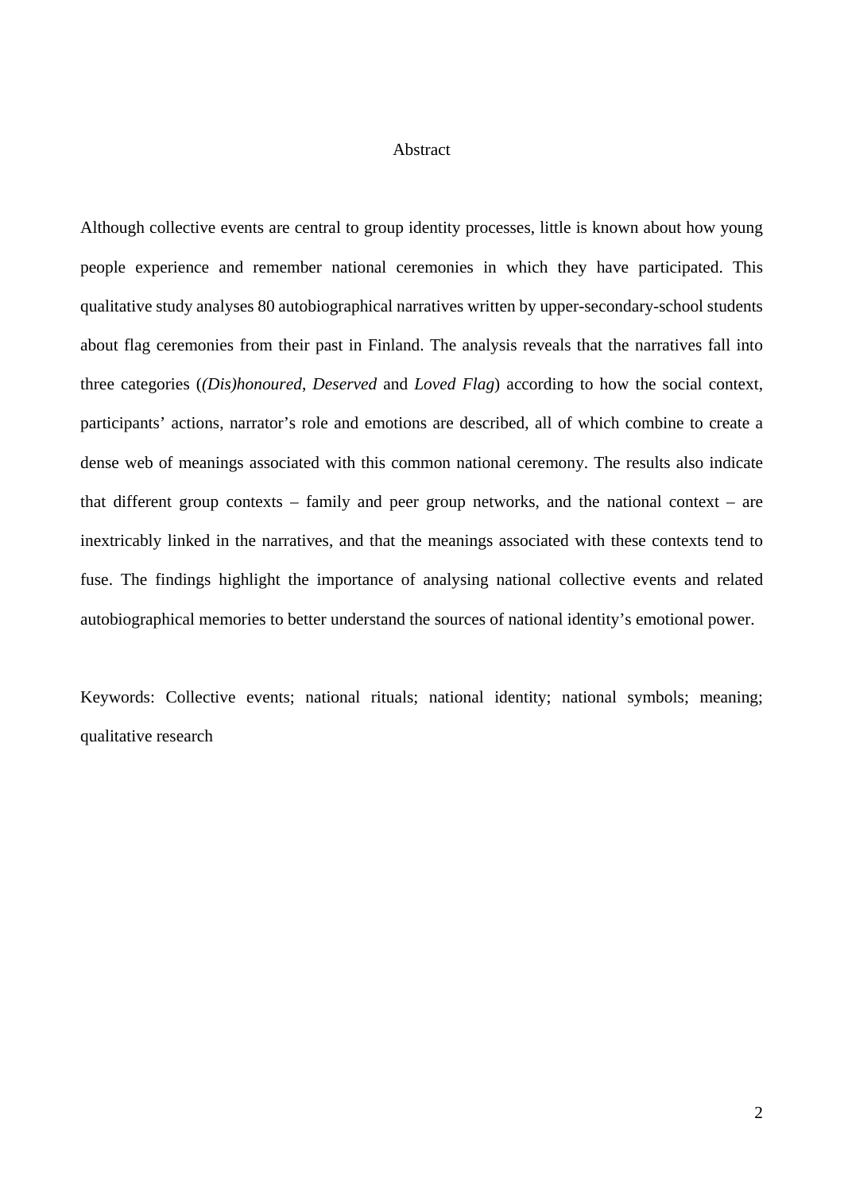# Abstract

Although collective events are central to group identity processes, little is known about how young people experience and remember national ceremonies in which they have participated. This qualitative study analyses 80 autobiographical narratives written by upper-secondary-school students about flag ceremonies from their past in Finland. The analysis reveals that the narratives fall into three categories (*(Dis)honoured*, *Deserved* and *Loved Flag*) according to how the social context, participants' actions, narrator's role and emotions are described, all of which combine to create a dense web of meanings associated with this common national ceremony. The results also indicate that different group contexts – family and peer group networks, and the national context – are inextricably linked in the narratives, and that the meanings associated with these contexts tend to fuse. The findings highlight the importance of analysing national collective events and related autobiographical memories to better understand the sources of national identity's emotional power.

Keywords: Collective events; national rituals; national identity; national symbols; meaning; qualitative research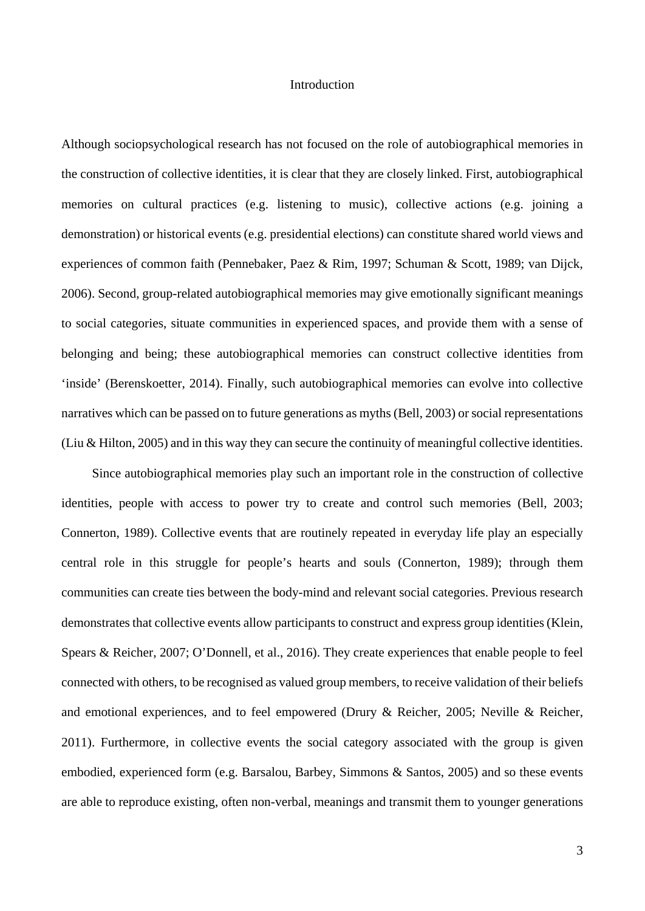# Introduction

Although sociopsychological research has not focused on the role of autobiographical memories in the construction of collective identities, it is clear that they are closely linked. First, autobiographical memories on cultural practices (e.g. listening to music), collective actions (e.g. joining a demonstration) or historical events (e.g. presidential elections) can constitute shared world views and experiences of common faith (Pennebaker, Paez & Rim, 1997; Schuman & Scott, 1989; van Dijck, 2006). Second, group-related autobiographical memories may give emotionally significant meanings to social categories, situate communities in experienced spaces, and provide them with a sense of belonging and being; these autobiographical memories can construct collective identities from 'inside' (Berenskoetter, 2014). Finally, such autobiographical memories can evolve into collective narratives which can be passed on to future generations as myths (Bell, 2003) or social representations (Liu & Hilton, 2005) and in this way they can secure the continuity of meaningful collective identities.

Since autobiographical memories play such an important role in the construction of collective identities, people with access to power try to create and control such memories (Bell, 2003; Connerton, 1989). Collective events that are routinely repeated in everyday life play an especially central role in this struggle for people's hearts and souls (Connerton, 1989); through them communities can create ties between the body-mind and relevant social categories. Previous research demonstrates that collective events allow participants to construct and express group identities (Klein, Spears & Reicher, 2007; O'Donnell, et al., 2016). They create experiences that enable people to feel connected with others, to be recognised as valued group members, to receive validation of their beliefs and emotional experiences, and to feel empowered (Drury & Reicher, 2005; Neville & Reicher, 2011). Furthermore, in collective events the social category associated with the group is given embodied, experienced form (e.g. Barsalou, Barbey, Simmons & Santos, 2005) and so these events are able to reproduce existing, often non-verbal, meanings and transmit them to younger generations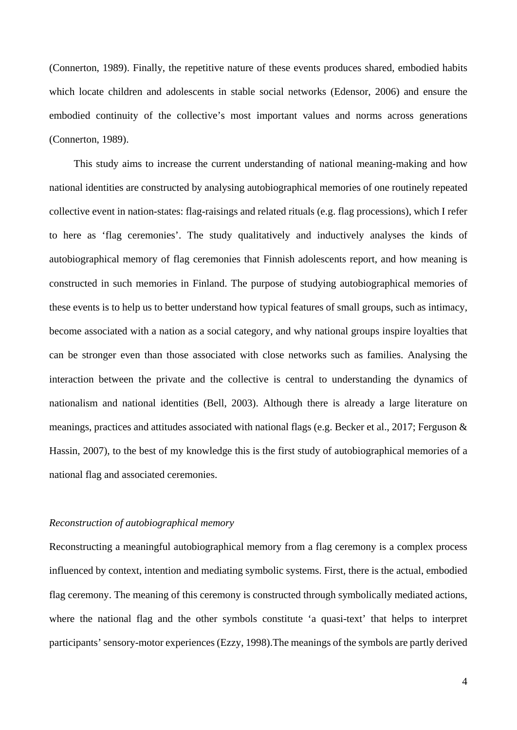(Connerton, 1989). Finally, the repetitive nature of these events produces shared, embodied habits which locate children and adolescents in stable social networks (Edensor, 2006) and ensure the embodied continuity of the collective's most important values and norms across generations (Connerton, 1989).

This study aims to increase the current understanding of national meaning-making and how national identities are constructed by analysing autobiographical memories of one routinely repeated collective event in nation-states: flag-raisings and related rituals (e.g. flag processions), which I refer to here as 'flag ceremonies'. The study qualitatively and inductively analyses the kinds of autobiographical memory of flag ceremonies that Finnish adolescents report, and how meaning is constructed in such memories in Finland. The purpose of studying autobiographical memories of these events is to help us to better understand how typical features of small groups, such as intimacy, become associated with a nation as a social category, and why national groups inspire loyalties that can be stronger even than those associated with close networks such as families. Analysing the interaction between the private and the collective is central to understanding the dynamics of nationalism and national identities (Bell, 2003). Although there is already a large literature on meanings, practices and attitudes associated with national flags (e.g. Becker et al., 2017; Ferguson & Hassin, 2007), to the best of my knowledge this is the first study of autobiographical memories of a national flag and associated ceremonies.

### *Reconstruction of autobiographical memory*

Reconstructing a meaningful autobiographical memory from a flag ceremony is a complex process influenced by context, intention and mediating symbolic systems. First, there is the actual, embodied flag ceremony. The meaning of this ceremony is constructed through symbolically mediated actions, where the national flag and the other symbols constitute 'a quasi-text' that helps to interpret participants' sensory-motor experiences (Ezzy, 1998).The meanings of the symbols are partly derived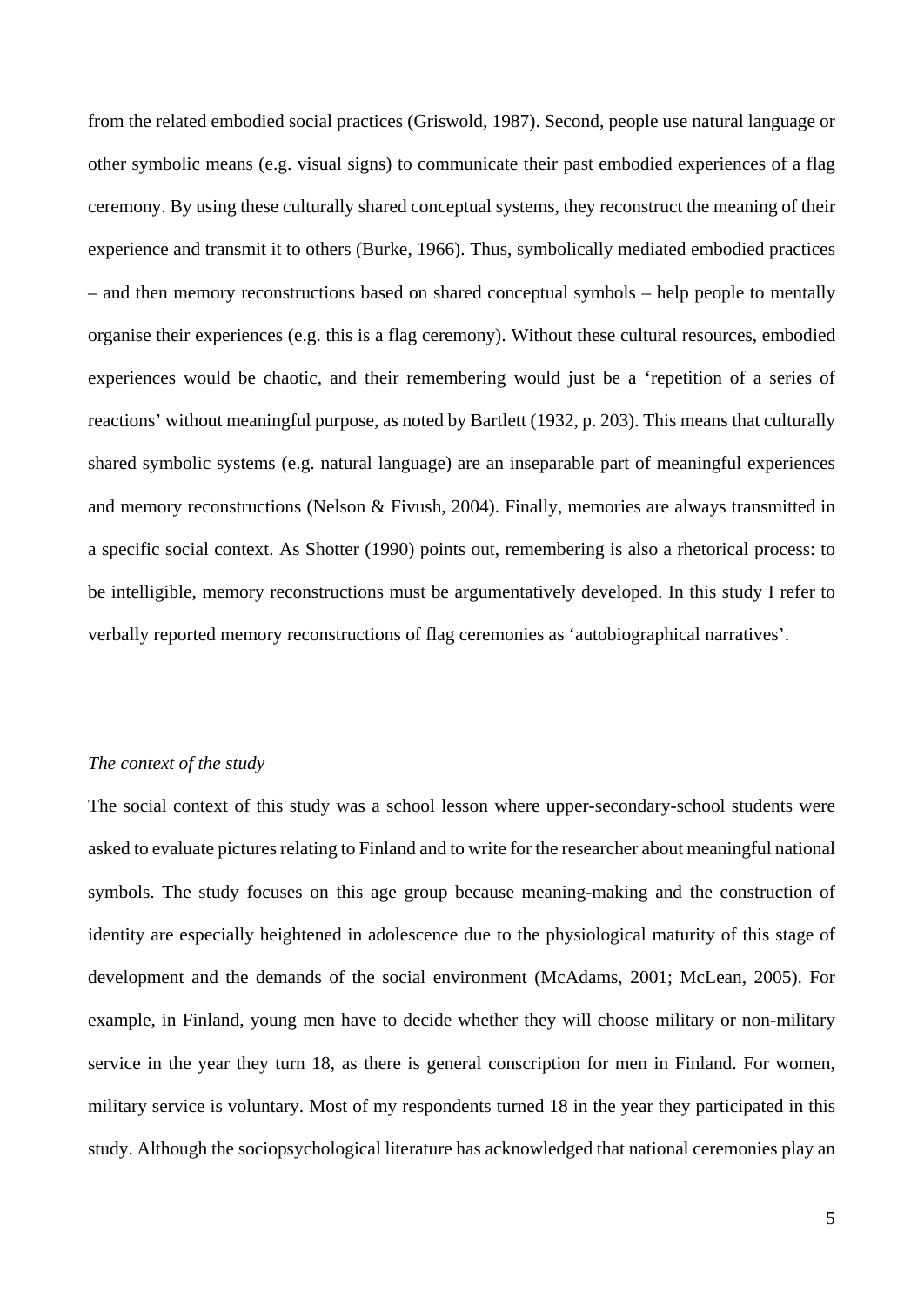from the related embodied social practices (Griswold, 1987). Second, people use natural language or other symbolic means (e.g. visual signs) to communicate their past embodied experiences of a flag ceremony. By using these culturally shared conceptual systems, they reconstruct the meaning of their experience and transmit it to others (Burke, 1966). Thus, symbolically mediated embodied practices – and then memory reconstructions based on shared conceptual symbols – help people to mentally organise their experiences (e.g. this is a flag ceremony). Without these cultural resources, embodied experiences would be chaotic, and their remembering would just be a 'repetition of a series of reactions' without meaningful purpose, as noted by Bartlett (1932, p. 203). This means that culturally shared symbolic systems (e.g. natural language) are an inseparable part of meaningful experiences and memory reconstructions (Nelson & Fivush, 2004). Finally, memories are always transmitted in a specific social context. As Shotter (1990) points out, remembering is also a rhetorical process: to be intelligible, memory reconstructions must be argumentatively developed. In this study I refer to verbally reported memory reconstructions of flag ceremonies as 'autobiographical narratives'.

*The context of the study*

The social context of this study was a school lesson where upper-secondary-school students were asked to evaluate pictures relating to Finland and to write for the researcher about meaningful national symbols. The study focuses on this age group because meaning-making and the construction of identity are especially heightened in adolescence due to the physiological maturity of this stage of development and the demands of the social environment (McAdams, 2001; McLean, 2005). For example, in Finland, young men have to decide whether they will choose military or non-military service in the year they turn 18, as there is general conscription for men in Finland. For women, military service is voluntary. Most of my respondents turned 18 in the year they participated in this study. Although the sociopsychological literature has acknowledged that national ceremonies play an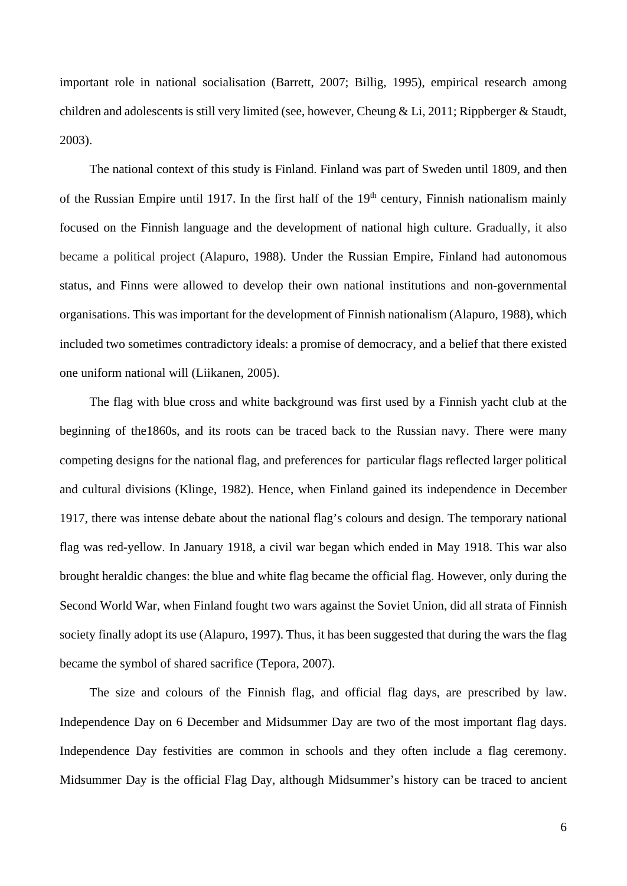important role in national socialisation (Barrett, 2007; Billig, 1995), empirical research among children and adolescents is still very limited (see, however, Cheung & Li, 2011; Rippberger & Staudt, 2003).

The national context of this study is Finland. Finland was part of Sweden until 1809, and then of the Russian Empire until 1917. In the first half of the 19th century, Finnish nationalism mainly focused on the Finnish language and the development of national high culture. Gradually, it also became a political project (Alapuro, 1988). Under the Russian Empire, Finland had autonomous status, and Finns were allowed to develop their own national institutions and non-governmental organisations. This was important for the development of Finnish nationalism (Alapuro, 1988), which included two sometimes contradictory ideals: a promise of democracy, and a belief that there existed one uniform national will (Liikanen, 2005).

The flag with blue cross and white background was first used by a Finnish yacht club at the beginning of the1860s, and its roots can be traced back to the Russian navy. There were many competing designs for the national flag, and preferences for particular flags reflected larger political and cultural divisions (Klinge, 1982). Hence, when Finland gained its independence in December 1917, there was intense debate about the national flag's colours and design. The temporary national flag was red-yellow. In January 1918, a civil war began which ended in May 1918. This war also brought heraldic changes: the blue and white flag became the official flag. However, only during the Second World War, when Finland fought two wars against the Soviet Union, did all strata of Finnish society finally adopt its use (Alapuro, 1997). Thus, it has been suggested that during the wars the flag became the symbol of shared sacrifice (Tepora, 2007).

The size and colours of the Finnish flag, and official flag days, are prescribed by law. Independence Day on 6 December and Midsummer Day are two of the most important flag days. Independence Day festivities are common in schools and they often include a flag ceremony. Midsummer Day is the official Flag Day, although Midsummer's history can be traced to ancient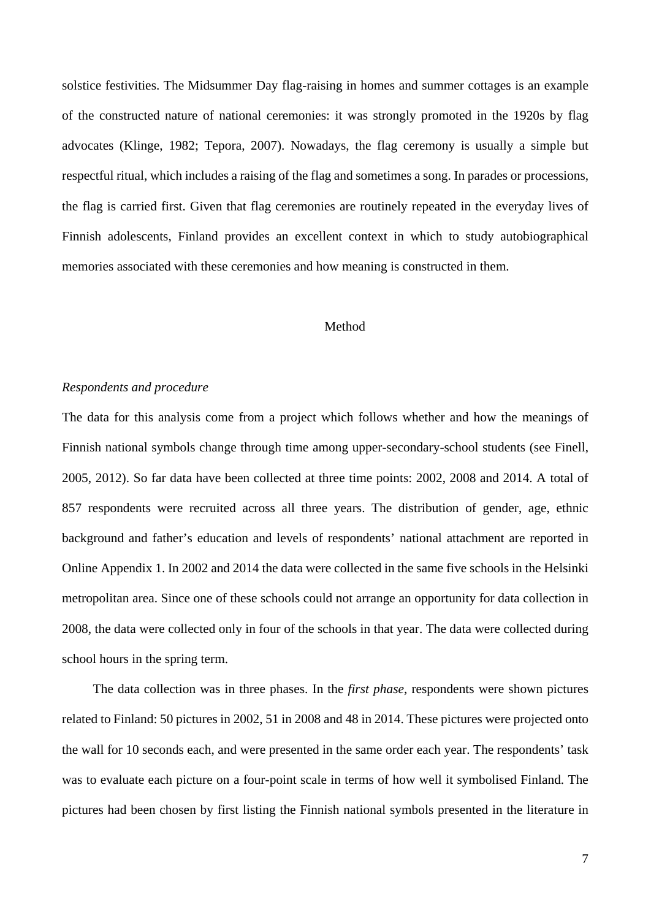solstice festivities. The Midsummer Day flag-raising in homes and summer cottages is an example of the constructed nature of national ceremonies: it was strongly promoted in the 1920s by flag advocates (Klinge, 1982; Tepora, 2007). Nowadays, the flag ceremony is usually a simple but respectful ritual, which includes a raising of the flag and sometimes a song. In parades or processions, the flag is carried first. Given that flag ceremonies are routinely repeated in the everyday lives of Finnish adolescents, Finland provides an excellent context in which to study autobiographical memories associated with these ceremonies and how meaning is constructed in them.

## Method

### *Respondents and procedure*

The data for this analysis come from a project which follows whether and how the meanings of Finnish national symbols change through time among upper-secondary-school students (see Finell, 2005, 2012). So far data have been collected at three time points: 2002, 2008 and 2014. A total of 857 respondents were recruited across all three years. The distribution of gender, age, ethnic background and father's education and levels of respondents' national attachment are reported in Online Appendix 1. In 2002 and 2014 the data were collected in the same five schools in the Helsinki metropolitan area. Since one of these schools could not arrange an opportunity for data collection in 2008, the data were collected only in four of the schools in that year. The data were collected during school hours in the spring term.

The data collection was in three phases. In the *first phase*, respondents were shown pictures related to Finland: 50 pictures in 2002, 51 in 2008 and 48 in 2014. These pictures were projected onto the wall for 10 seconds each, and were presented in the same order each year. The respondents' task was to evaluate each picture on a four-point scale in terms of how well it symbolised Finland. The pictures had been chosen by first listing the Finnish national symbols presented in the literature in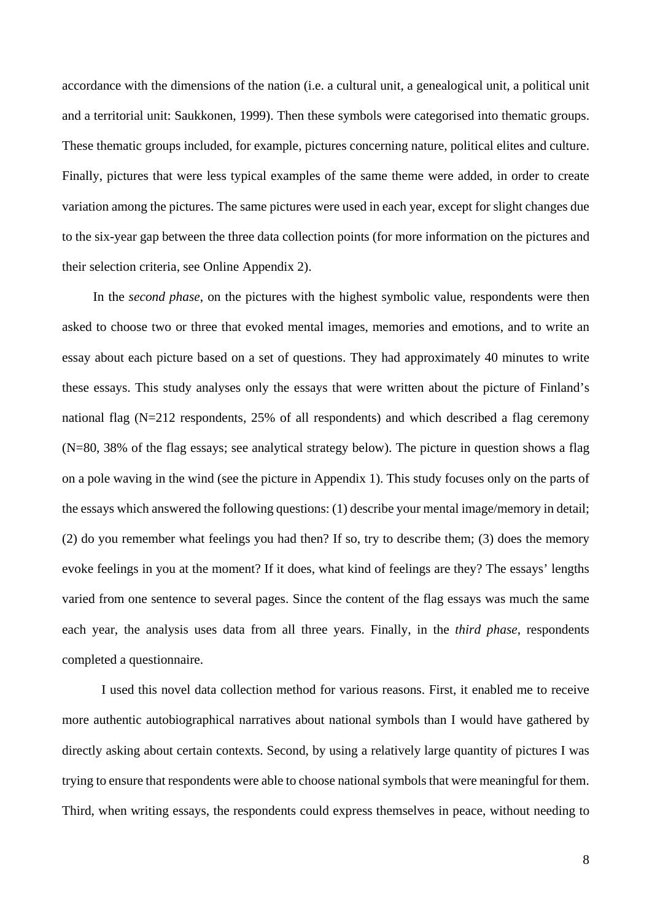accordance with the dimensions of the nation (i.e. a cultural unit, a genealogical unit, a political unit and a territorial unit: Saukkonen, 1999). Then these symbols were categorised into thematic groups. These thematic groups included, for example, pictures concerning nature, political elites and culture. Finally, pictures that were less typical examples of the same theme were added, in order to create variation among the pictures. The same pictures were used in each year, except for slight changes due to the six-year gap between the three data collection points (for more information on the pictures and their selection criteria, see Online Appendix 2).

In the *second phase*, on the pictures with the highest symbolic value, respondents were then asked to choose two or three that evoked mental images, memories and emotions, and to write an essay about each picture based on a set of questions. They had approximately 40 minutes to write these essays. This study analyses only the essays that were written about the picture of Finland's national flag (N=212 respondents, 25% of all respondents) and which described a flag ceremony (N=80, 38% of the flag essays; see analytical strategy below). The picture in question shows a flag on a pole waving in the wind (see the picture in Appendix 1). This study focuses only on the parts of the essays which answered the following questions: (1) describe your mental image/memory in detail; (2) do you remember what feelings you had then? If so, try to describe them; (3) does the memory evoke feelings in you at the moment? If it does, what kind of feelings are they? The essays' lengths varied from one sentence to several pages. Since the content of the flag essays was much the same each year, the analysis uses data from all three years. Finally, in the *third phase*, respondents completed a questionnaire.

I used this novel data collection method for various reasons. First, it enabled me to receive more authentic autobiographical narratives about national symbols than I would have gathered by directly asking about certain contexts. Second, by using a relatively large quantity of pictures I was trying to ensure that respondents were able to choose national symbols that were meaningful for them. Third, when writing essays, the respondents could express themselves in peace, without needing to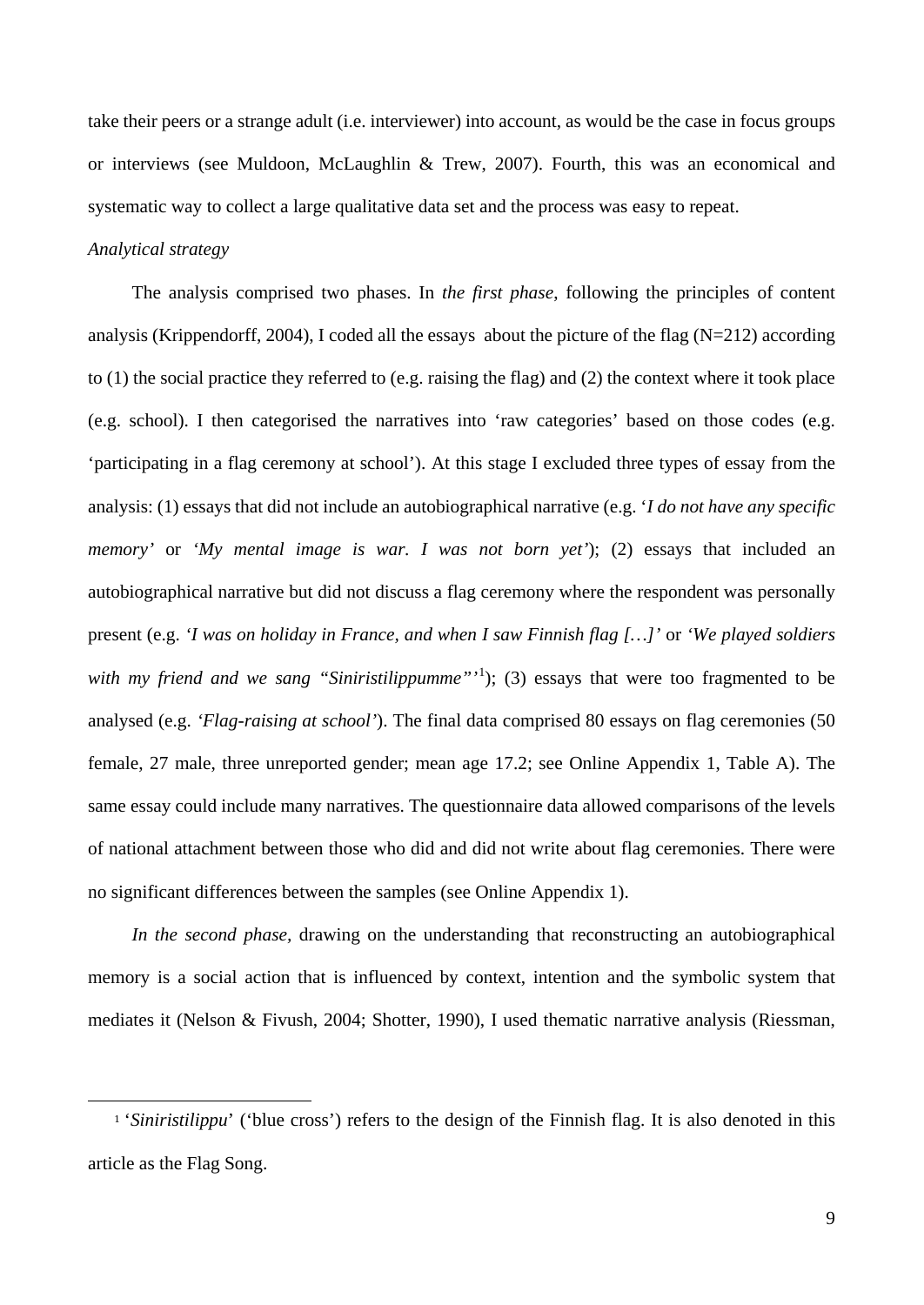take their peers or a strange adult (i.e. interviewer) into account, as would be the case in focus groups or interviews (see Muldoon, McLaughlin & Trew, 2007). Fourth, this was an economical and systematic way to collect a large qualitative data set and the process was easy to repeat.

*Analytical strategy*

The analysis comprised two phases. In *the first phase*, following the principles of content analysis (Krippendorff, 2004), I coded all the essays about the picture of the flag (N=212) according to (1) the social practice they referred to (e.g. raising the flag) and (2) the context where it took place (e.g. school). I then categorised the narratives into 'raw categories' based on those codes (e.g. 'participating in a flag ceremony at school'). At this stage I excluded three types of essay from the analysis: (1) essays that did not include an autobiographical narrative (e.g. '*I do not have any specific memory*' or '*My mental image is war. I was not born yet*'); (2) essays that included an autobiographical narrative but did not discuss a flag ceremony where the respondent was personally present (e.g. *'I was on holiday in France, and when I saw Finnish flag […]'* or *'We played soldiers with my friend and we sang "Siniristilippumme"'*[1]); (3) essays that were too fragmented to be analysed (e.g. *'Flag-raising at school'*). The final data comprised 80 essays on flag ceremonies (50 female, 27 male, three unreported gender; mean age 17.2; see Online Appendix 1, Table A). The same essay could include many narratives. The questionnaire data allowed comparisons of the levels of national attachment between those who did and did not write about flag ceremonies. There were no significant differences between the samples (see Online Appendix 1).

*In the second phase*, drawing on the understanding that reconstructing an autobiographical memory is a social action that is influenced by context, intention and the symbolic system that mediates it (Nelson & Fivush, 2004; Shotter, 1990), I used thematic narrative analysis (Riessman,

---

[1] '*Siniristilippu*' ('blue cross') refers to the design of the Finnish flag. It is also denoted in this article as the Flag Song.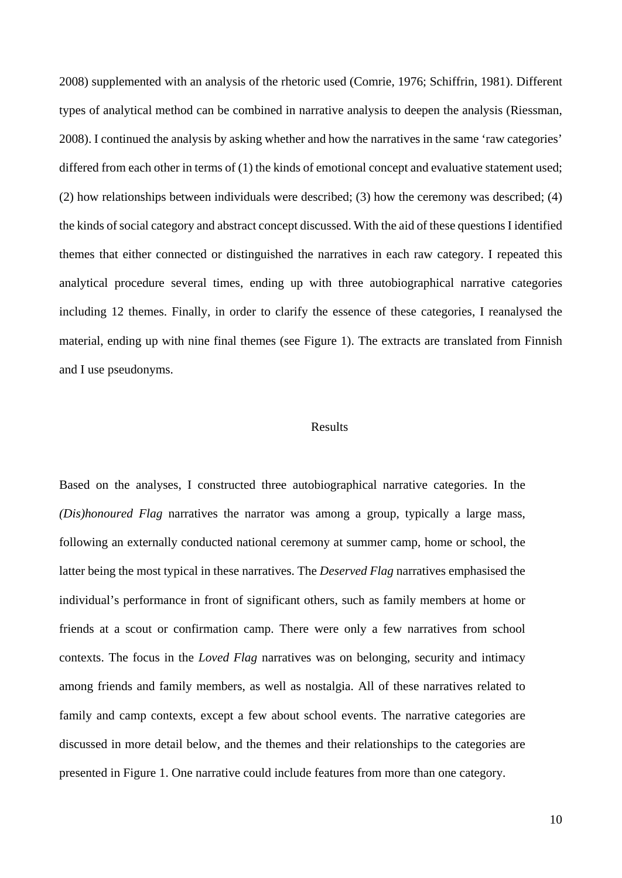2008) supplemented with an analysis of the rhetoric used (Comrie, 1976; Schiffrin, 1981). Different types of analytical method can be combined in narrative analysis to deepen the analysis (Riessman, 2008). I continued the analysis by asking whether and how the narratives in the same 'raw categories' differed from each other in terms of (1) the kinds of emotional concept and evaluative statement used; (2) how relationships between individuals were described; (3) how the ceremony was described; (4) the kinds of social category and abstract concept discussed. With the aid of these questions I identified themes that either connected or distinguished the narratives in each raw category. I repeated this analytical procedure several times, ending up with three autobiographical narrative categories including 12 themes. Finally, in order to clarify the essence of these categories, I reanalysed the material, ending up with nine final themes (see Figure 1). The extracts are translated from Finnish and I use pseudonyms.

## Results

Based on the analyses, I constructed three autobiographical narrative categories. In the *(Dis)honoured Flag* narratives the narrator was among a group, typically a large mass, following an externally conducted national ceremony at summer camp, home or school, the latter being the most typical in these narratives. The *Deserved Flag* narratives emphasised the individual's performance in front of significant others, such as family members at home or friends at a scout or confirmation camp. There were only a few narratives from school contexts. The focus in the *Loved Flag* narratives was on belonging, security and intimacy among friends and family members, as well as nostalgia. All of these narratives related to family and camp contexts, except a few about school events. The narrative categories are discussed in more detail below, and the themes and their relationships to the categories are presented in Figure 1. One narrative could include features from more than one category.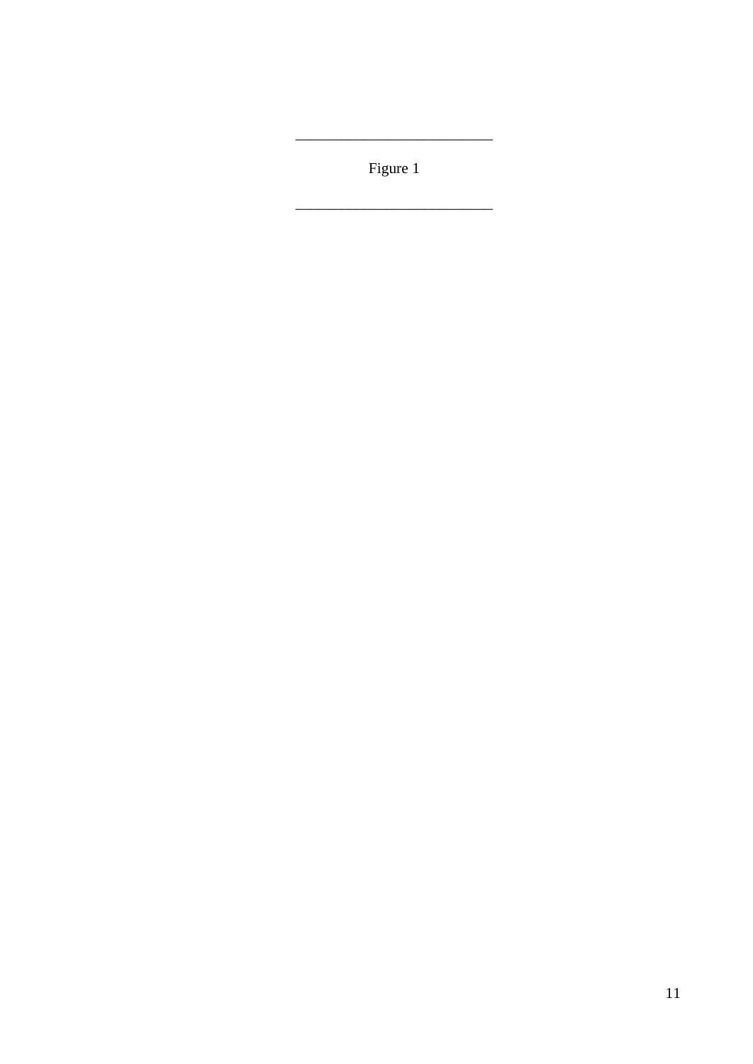\_\_\_\_\_\_\_\_\_\_\_\_\_\_\_\_\_\_\_\_\_\_\_\_\_\_\_

Figure 1

\_\_\_\_\_\_\_\_\_\_\_\_\_\_\_\_\_\_\_\_\_\_\_\_\_\_\_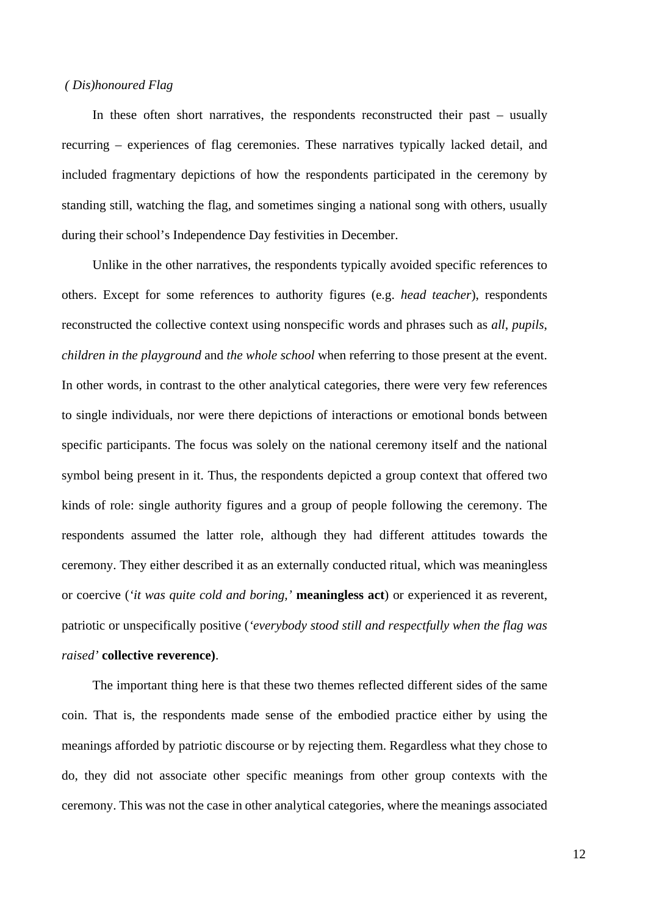*( Dis)honoured Flag*

In these often short narratives, the respondents reconstructed their past – usually recurring – experiences of flag ceremonies. These narratives typically lacked detail, and included fragmentary depictions of how the respondents participated in the ceremony by standing still, watching the flag, and sometimes singing a national song with others, usually during their school's Independence Day festivities in December.

Unlike in the other narratives, the respondents typically avoided specific references to others. Except for some references to authority figures (e.g. *head teacher*), respondents reconstructed the collective context using nonspecific words and phrases such as *all*, *pupils*, *children in the playground* and *the whole school* when referring to those present at the event. In other words, in contrast to the other analytical categories, there were very few references to single individuals, nor were there depictions of interactions or emotional bonds between specific participants. The focus was solely on the national ceremony itself and the national symbol being present in it. Thus, the respondents depicted a group context that offered two kinds of role: single authority figures and a group of people following the ceremony. The respondents assumed the latter role, although they had different attitudes towards the ceremony. They either described it as an externally conducted ritual, which was meaningless or coercive (*'it was quite cold and boring,'* **meaningless act**) or experienced it as reverent, patriotic or unspecifically positive (*'everybody stood still and respectfully when the flag was raised'* **collective reverence)**.

The important thing here is that these two themes reflected different sides of the same coin. That is, the respondents made sense of the embodied practice either by using the meanings afforded by patriotic discourse or by rejecting them. Regardless what they chose to do, they did not associate other specific meanings from other group contexts with the ceremony. This was not the case in other analytical categories, where the meanings associated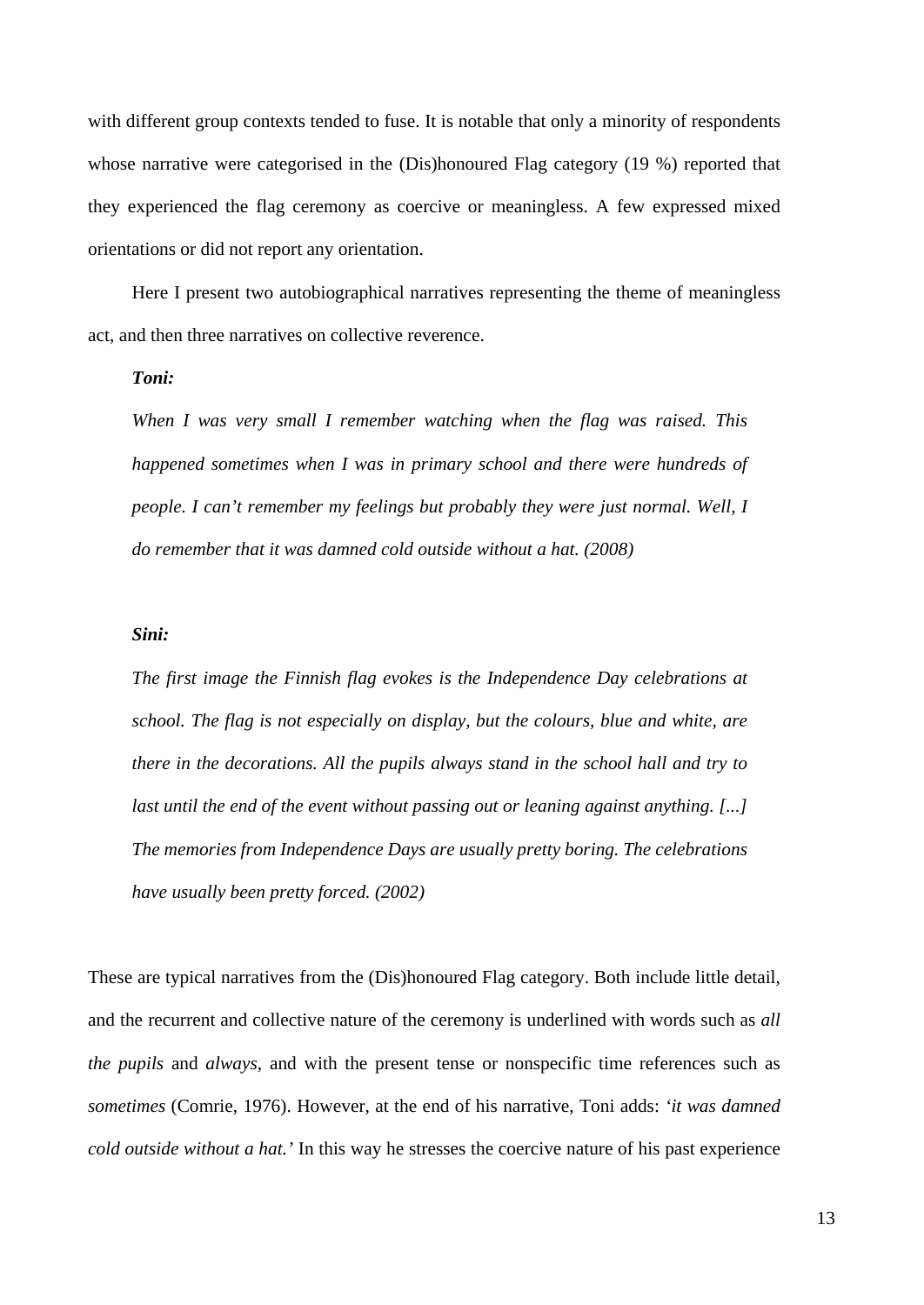with different group contexts tended to fuse. It is notable that only a minority of respondents whose narrative were categorised in the (Dis)honoured Flag category (19 %) reported that they experienced the flag ceremony as coercive or meaningless. A few expressed mixed orientations or did not report any orientation.

Here I present two autobiographical narratives representing the theme of meaningless act, and then three narratives on collective reverence.

> ***Toni:***
>
> *When I was very small I remember watching when the flag was raised. This happened sometimes when I was in primary school and there were hundreds of people. I can't remember my feelings but probably they were just normal. Well, I do remember that it was damned cold outside without a hat. (2008)*

> ***Sini:***
>
> *The first image the Finnish flag evokes is the Independence Day celebrations at school. The flag is not especially on display, but the colours, blue and white, are there in the decorations. All the pupils always stand in the school hall and try to last until the end of the event without passing out or leaning against anything. [...] The memories from Independence Days are usually pretty boring. The celebrations have usually been pretty forced. (2002)*

These are typical narratives from the (Dis)honoured Flag category. Both include little detail, and the recurrent and collective nature of the ceremony is underlined with words such as *all the pupils* and *always*, and with the present tense or nonspecific time references such as *sometimes* (Comrie, 1976). However, at the end of his narrative, Toni adds: *'it was damned cold outside without a hat.'* In this way he stresses the coercive nature of his past experience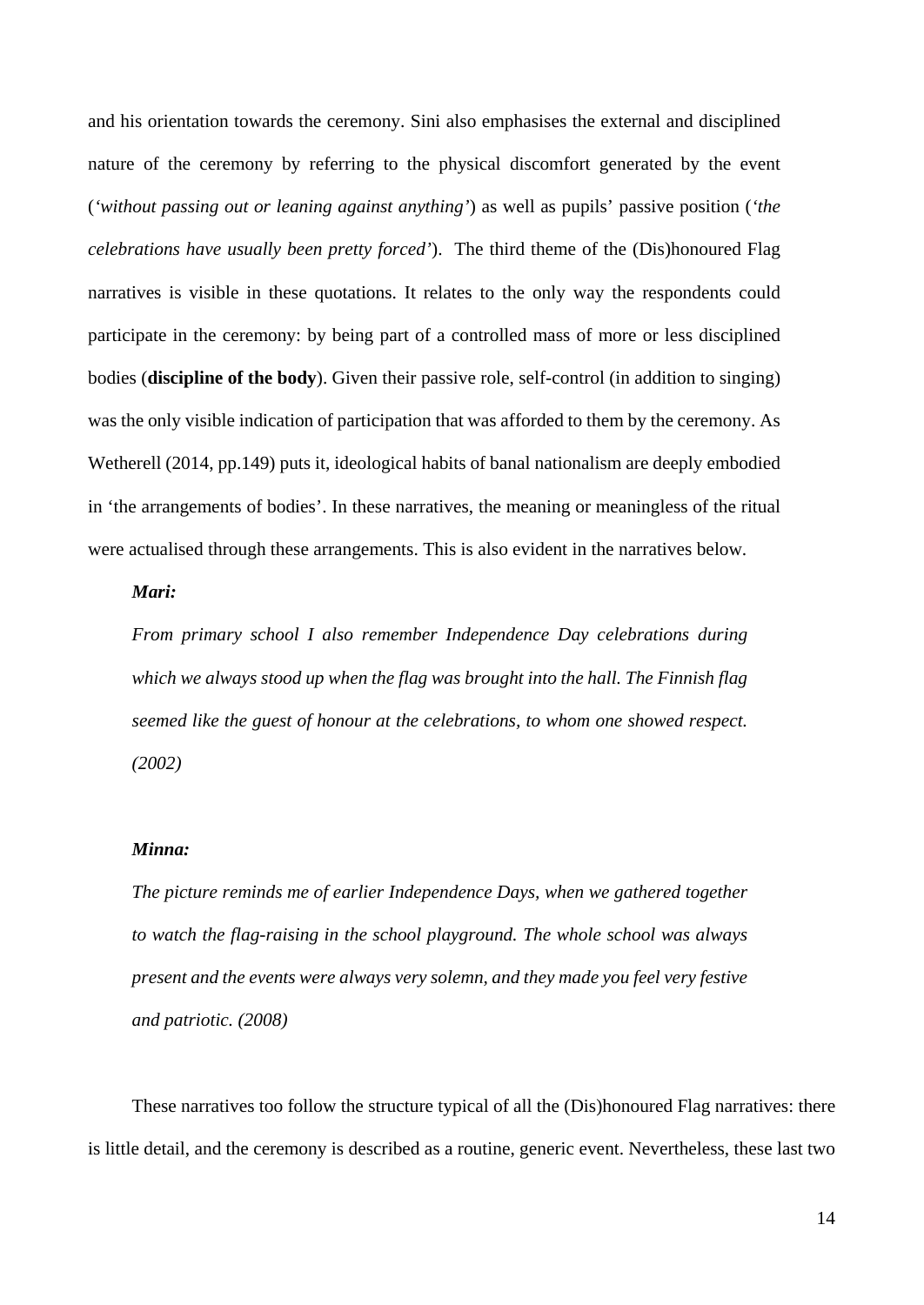and his orientation towards the ceremony. Sini also emphasises the external and disciplined nature of the ceremony by referring to the physical discomfort generated by the event (*'without passing out or leaning against anything'*) as well as pupils' passive position (*'the celebrations have usually been pretty forced'*). The third theme of the (Dis)honoured Flag narratives is visible in these quotations. It relates to the only way the respondents could participate in the ceremony: by being part of a controlled mass of more or less disciplined bodies (**discipline of the body**). Given their passive role, self-control (in addition to singing) was the only visible indication of participation that was afforded to them by the ceremony. As Wetherell (2014, pp.149) puts it, ideological habits of banal nationalism are deeply embodied in 'the arrangements of bodies'. In these narratives, the meaning or meaningless of the ritual were actualised through these arrangements. This is also evident in the narratives below.

> ***Mari:***
>
> *From primary school I also remember Independence Day celebrations during which we always stood up when the flag was brought into the hall. The Finnish flag seemed like the guest of honour at the celebrations, to whom one showed respect. (2002)*

> ***Minna:***
>
> *The picture reminds me of earlier Independence Days, when we gathered together to watch the flag-raising in the school playground. The whole school was always present and the events were always very solemn, and they made you feel very festive and patriotic. (2008)*

These narratives too follow the structure typical of all the (Dis)honoured Flag narratives: there is little detail, and the ceremony is described as a routine, generic event. Nevertheless, these last two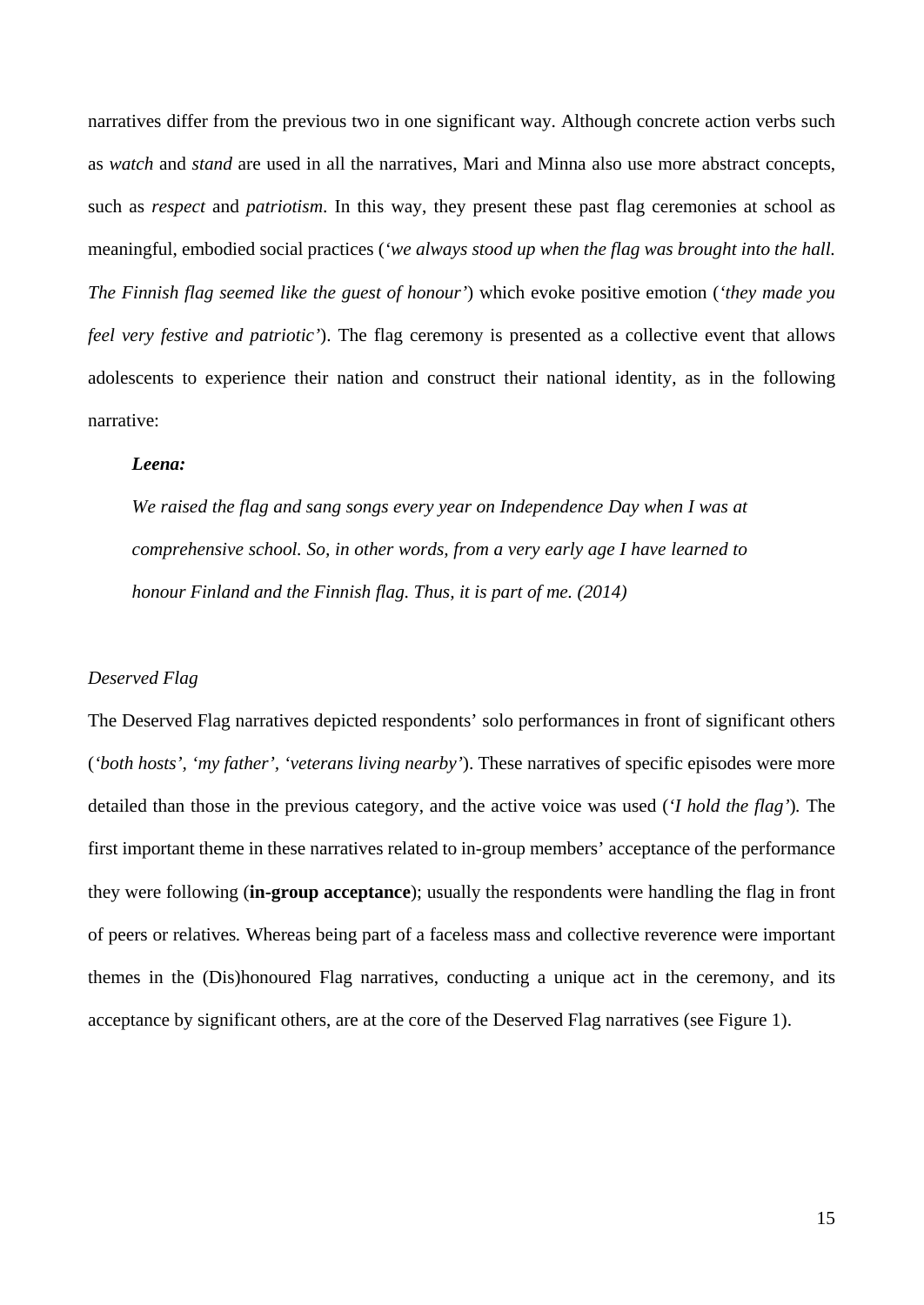narratives differ from the previous two in one significant way. Although concrete action verbs such as *watch* and *stand* are used in all the narratives, Mari and Minna also use more abstract concepts, such as *respect* and *patriotism*. In this way, they present these past flag ceremonies at school as meaningful, embodied social practices (*'we always stood up when the flag was brought into the hall. The Finnish flag seemed like the guest of honour'*) which evoke positive emotion (*'they made you feel very festive and patriotic'*). The flag ceremony is presented as a collective event that allows adolescents to experience their nation and construct their national identity, as in the following narrative:

> ***Leena:***
>
> *We raised the flag and sang songs every year on Independence Day when I was at comprehensive school. So, in other words, from a very early age I have learned to honour Finland and the Finnish flag. Thus, it is part of me. (2014)*

*Deserved Flag*

The Deserved Flag narratives depicted respondents' solo performances in front of significant others (*'both hosts'*, *'my father'*, *'veterans living nearby'*). These narratives of specific episodes were more detailed than those in the previous category, and the active voice was used (*'I hold the flag'*). The first important theme in these narratives related to in-group members' acceptance of the performance they were following (**in-group acceptance**); usually the respondents were handling the flag in front of peers or relatives. Whereas being part of a faceless mass and collective reverence were important themes in the (Dis)honoured Flag narratives, conducting a unique act in the ceremony, and its acceptance by significant others, are at the core of the Deserved Flag narratives (see Figure 1).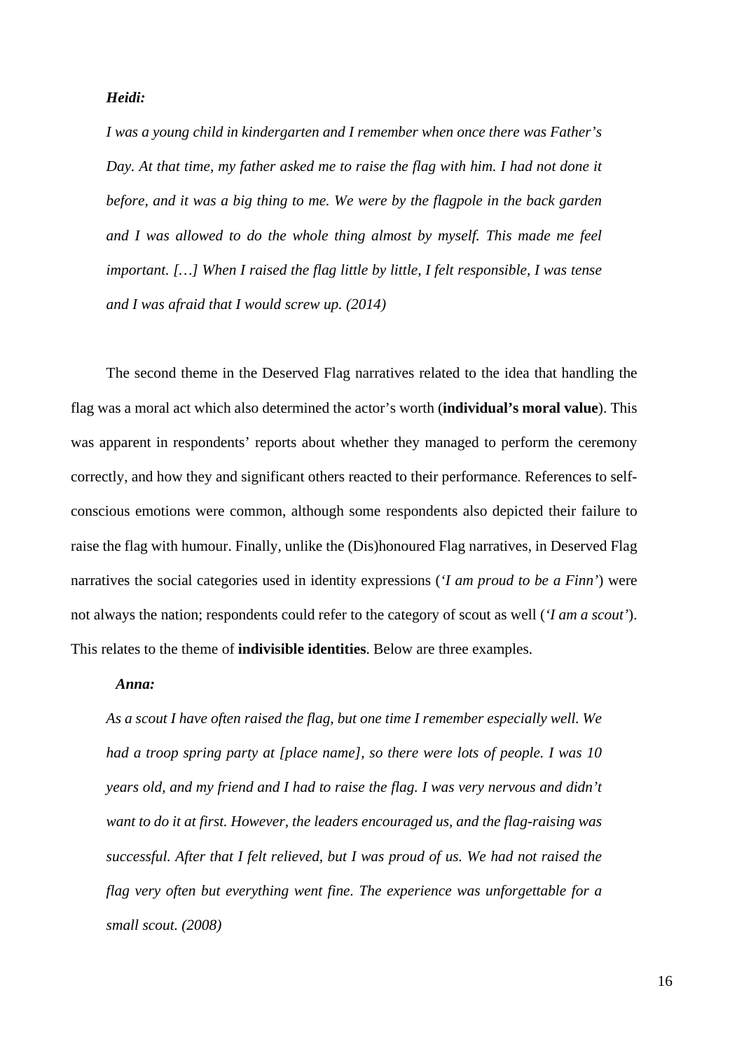***Heidi:***

*I was a young child in kindergarten and I remember when once there was Father's Day. At that time, my father asked me to raise the flag with him. I had not done it before, and it was a big thing to me. We were by the flagpole in the back garden and I was allowed to do the whole thing almost by myself. This made me feel important. […] When I raised the flag little by little, I felt responsible, I was tense and I was afraid that I would screw up. (2014)*

The second theme in the Deserved Flag narratives related to the idea that handling the flag was a moral act which also determined the actor's worth (**individual's moral value**). This was apparent in respondents' reports about whether they managed to perform the ceremony correctly, and how they and significant others reacted to their performance. References to self-conscious emotions were common, although some respondents also depicted their failure to raise the flag with humour. Finally, unlike the (Dis)honoured Flag narratives, in Deserved Flag narratives the social categories used in identity expressions (*'I am proud to be a Finn'*) were not always the nation; respondents could refer to the category of scout as well (*'I am a scout'*). This relates to the theme of **indivisible identities**. Below are three examples.

***Anna:***

*As a scout I have often raised the flag, but one time I remember especially well. We had a troop spring party at [place name], so there were lots of people. I was 10 years old, and my friend and I had to raise the flag. I was very nervous and didn't want to do it at first. However, the leaders encouraged us, and the flag-raising was successful. After that I felt relieved, but I was proud of us. We had not raised the flag very often but everything went fine. The experience was unforgettable for a small scout. (2008)*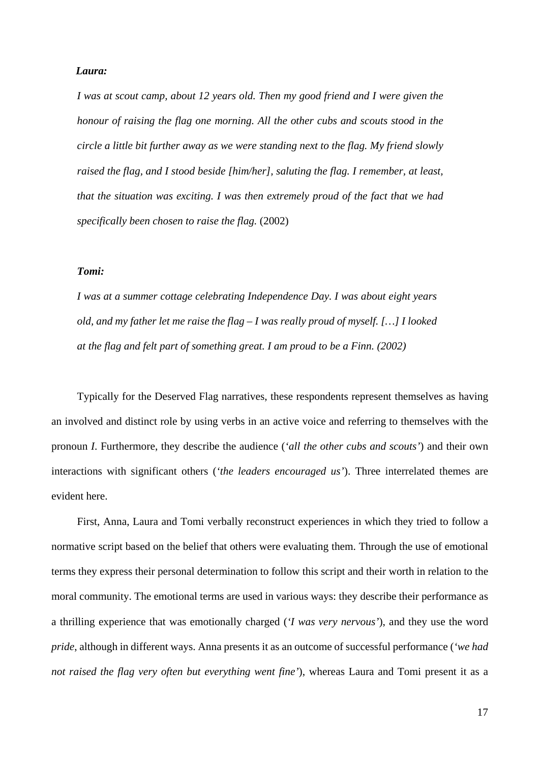***Laura:***

*I was at scout camp, about 12 years old. Then my good friend and I were given the honour of raising the flag one morning. All the other cubs and scouts stood in the circle a little bit further away as we were standing next to the flag. My friend slowly raised the flag, and I stood beside [him/her], saluting the flag. I remember, at least, that the situation was exciting. I was then extremely proud of the fact that we had specifically been chosen to raise the flag.* (2002)

***Tomi:***

*I was at a summer cottage celebrating Independence Day. I was about eight years old, and my father let me raise the flag – I was really proud of myself. […] I looked at the flag and felt part of something great. I am proud to be a Finn. (2002)*

Typically for the Deserved Flag narratives, these respondents represent themselves as having an involved and distinct role by using verbs in an active voice and referring to themselves with the pronoun *I*. Furthermore, they describe the audience (*'all the other cubs and scouts'*) and their own interactions with significant others (*'the leaders encouraged us'*). Three interrelated themes are evident here.

First, Anna, Laura and Tomi verbally reconstruct experiences in which they tried to follow a normative script based on the belief that others were evaluating them. Through the use of emotional terms they express their personal determination to follow this script and their worth in relation to the moral community. The emotional terms are used in various ways: they describe their performance as a thrilling experience that was emotionally charged (*'I was very nervous'*), and they use the word *pride*, although in different ways. Anna presents it as an outcome of successful performance (*'we had not raised the flag very often but everything went fine'*), whereas Laura and Tomi present it as a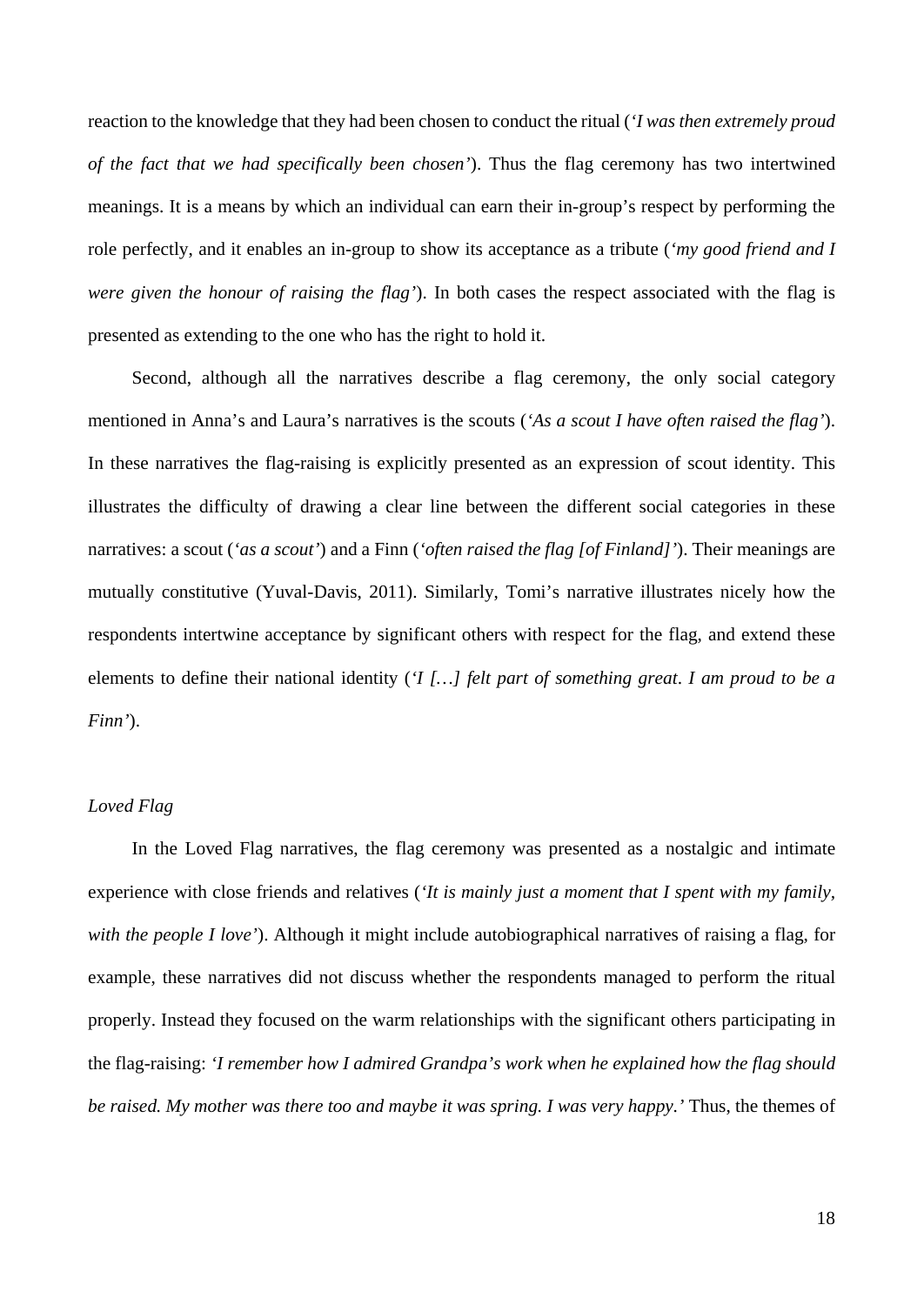reaction to the knowledge that they had been chosen to conduct the ritual (*'I was then extremely proud of the fact that we had specifically been chosen'*). Thus the flag ceremony has two intertwined meanings. It is a means by which an individual can earn their in-group's respect by performing the role perfectly, and it enables an in-group to show its acceptance as a tribute (*'my good friend and I were given the honour of raising the flag'*). In both cases the respect associated with the flag is presented as extending to the one who has the right to hold it.

Second, although all the narratives describe a flag ceremony, the only social category mentioned in Anna's and Laura's narratives is the scouts (*'As a scout I have often raised the flag'*). In these narratives the flag-raising is explicitly presented as an expression of scout identity. This illustrates the difficulty of drawing a clear line between the different social categories in these narratives: a scout (*'as a scout'*) and a Finn (*'often raised the flag [of Finland]'*). Their meanings are mutually constitutive (Yuval-Davis, 2011). Similarly, Tomi's narrative illustrates nicely how the respondents intertwine acceptance by significant others with respect for the flag, and extend these elements to define their national identity (*'I […] felt part of something great. I am proud to be a Finn'*).

*Loved Flag*

In the Loved Flag narratives, the flag ceremony was presented as a nostalgic and intimate experience with close friends and relatives (*'It is mainly just a moment that I spent with my family, with the people I love'*). Although it might include autobiographical narratives of raising a flag, for example, these narratives did not discuss whether the respondents managed to perform the ritual properly. Instead they focused on the warm relationships with the significant others participating in the flag-raising: *'I remember how I admired Grandpa's work when he explained how the flag should be raised. My mother was there too and maybe it was spring. I was very happy.'* Thus, the themes of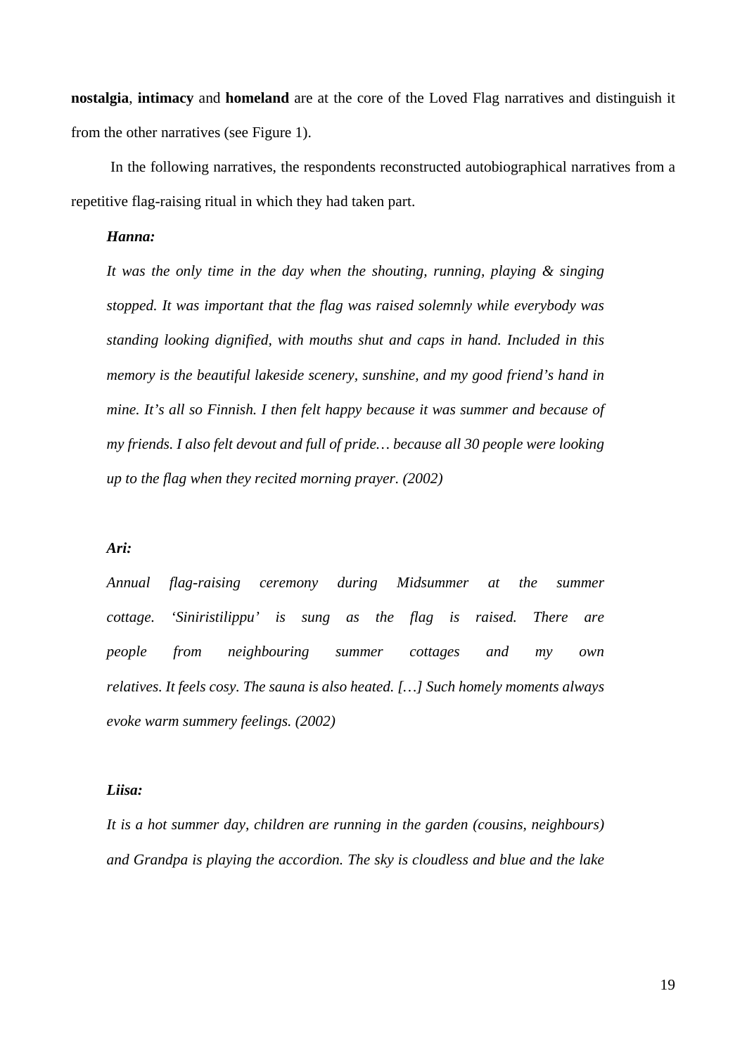**nostalgia**, **intimacy** and **homeland** are at the core of the Loved Flag narratives and distinguish it from the other narratives (see Figure 1).

In the following narratives, the respondents reconstructed autobiographical narratives from a repetitive flag-raising ritual in which they had taken part.

***Hanna:***

*It was the only time in the day when the shouting, running, playing & singing stopped. It was important that the flag was raised solemnly while everybody was standing looking dignified, with mouths shut and caps in hand. Included in this memory is the beautiful lakeside scenery, sunshine, and my good friend's hand in mine. It's all so Finnish. I then felt happy because it was summer and because of my friends. I also felt devout and full of pride… because all 30 people were looking up to the flag when they recited morning prayer. (2002)*

***Ari:***

*Annual flag-raising ceremony during Midsummer at the summer cottage. 'Siniristilippu' is sung as the flag is raised. There are people from neighbouring summer cottages and my own relatives. It feels cosy. The sauna is also heated. […] Such homely moments always evoke warm summery feelings. (2002)*

***Liisa:***

*It is a hot summer day, children are running in the garden (cousins, neighbours) and Grandpa is playing the accordion. The sky is cloudless and blue and the lake*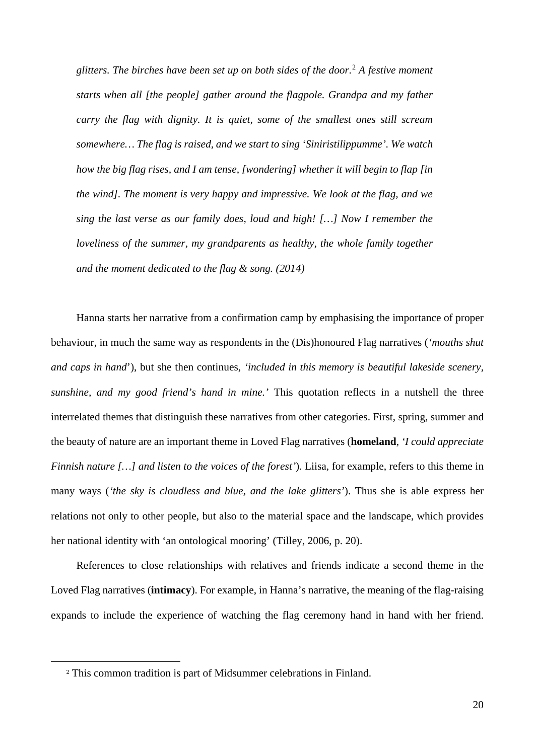*glitters. The birches have been set up on both sides of the door.*[2] *A festive moment starts when all [the people] gather around the flagpole. Grandpa and my father carry the flag with dignity. It is quiet, some of the smallest ones still scream somewhere… The flag is raised, and we start to sing 'Siniristilippumme'. We watch how the big flag rises, and I am tense, [wondering] whether it will begin to flap [in the wind]. The moment is very happy and impressive. We look at the flag, and we sing the last verse as our family does, loud and high! […] Now I remember the loveliness of the summer, my grandparents as healthy, the whole family together and the moment dedicated to the flag & song. (2014)*

Hanna starts her narrative from a confirmation camp by emphasising the importance of proper behaviour, in much the same way as respondents in the (Dis)honoured Flag narratives (*'mouths shut and caps in hand*'), but she then continues, *'included in this memory is beautiful lakeside scenery, sunshine, and my good friend's hand in mine.'* This quotation reflects in a nutshell the three interrelated themes that distinguish these narratives from other categories. First, spring, summer and the beauty of nature are an important theme in Loved Flag narratives (**homeland**, *'I could appreciate Finnish nature […] and listen to the voices of the forest'*). Liisa, for example, refers to this theme in many ways (*'the sky is cloudless and blue, and the lake glitters'*). Thus she is able express her relations not only to other people, but also to the material space and the landscape, which provides her national identity with 'an ontological mooring' (Tilley, 2006, p. 20).

References to close relationships with relatives and friends indicate a second theme in the Loved Flag narratives (**intimacy**). For example, in Hanna's narrative, the meaning of the flag-raising expands to include the experience of watching the flag ceremony hand in hand with her friend.

[2] This common tradition is part of Midsummer celebrations in Finland.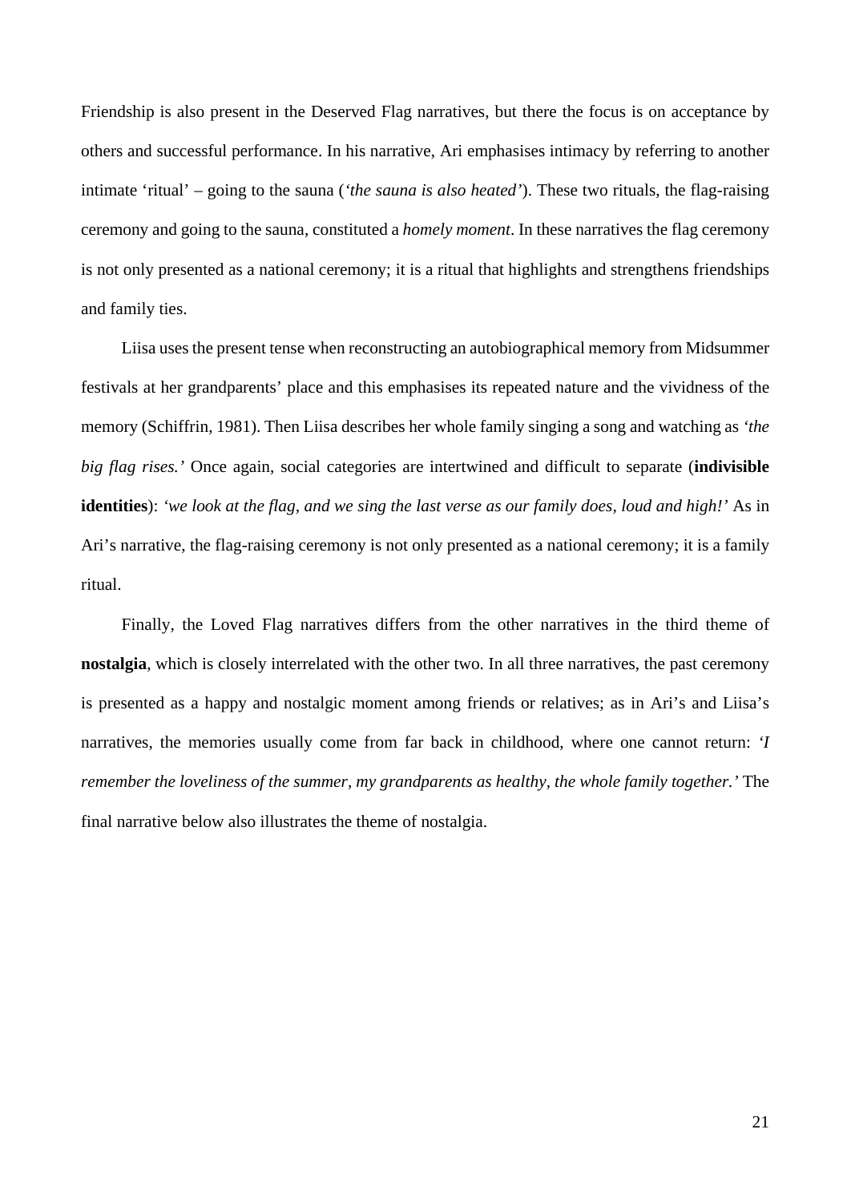Friendship is also present in the Deserved Flag narratives, but there the focus is on acceptance by others and successful performance. In his narrative, Ari emphasises intimacy by referring to another intimate 'ritual' – going to the sauna (*'the sauna is also heated'*). These two rituals, the flag-raising ceremony and going to the sauna, constituted a *homely moment*. In these narratives the flag ceremony is not only presented as a national ceremony; it is a ritual that highlights and strengthens friendships and family ties.

Liisa uses the present tense when reconstructing an autobiographical memory from Midsummer festivals at her grandparents' place and this emphasises its repeated nature and the vividness of the memory (Schiffrin, 1981). Then Liisa describes her whole family singing a song and watching as *'the big flag rises.'* Once again, social categories are intertwined and difficult to separate (**indivisible identities**): *'we look at the flag, and we sing the last verse as our family does, loud and high!'* As in Ari's narrative, the flag-raising ceremony is not only presented as a national ceremony; it is a family ritual.

Finally, the Loved Flag narratives differs from the other narratives in the third theme of **nostalgia**, which is closely interrelated with the other two. In all three narratives, the past ceremony is presented as a happy and nostalgic moment among friends or relatives; as in Ari's and Liisa's narratives, the memories usually come from far back in childhood, where one cannot return: *'I remember the loveliness of the summer, my grandparents as healthy, the whole family together.'* The final narrative below also illustrates the theme of nostalgia.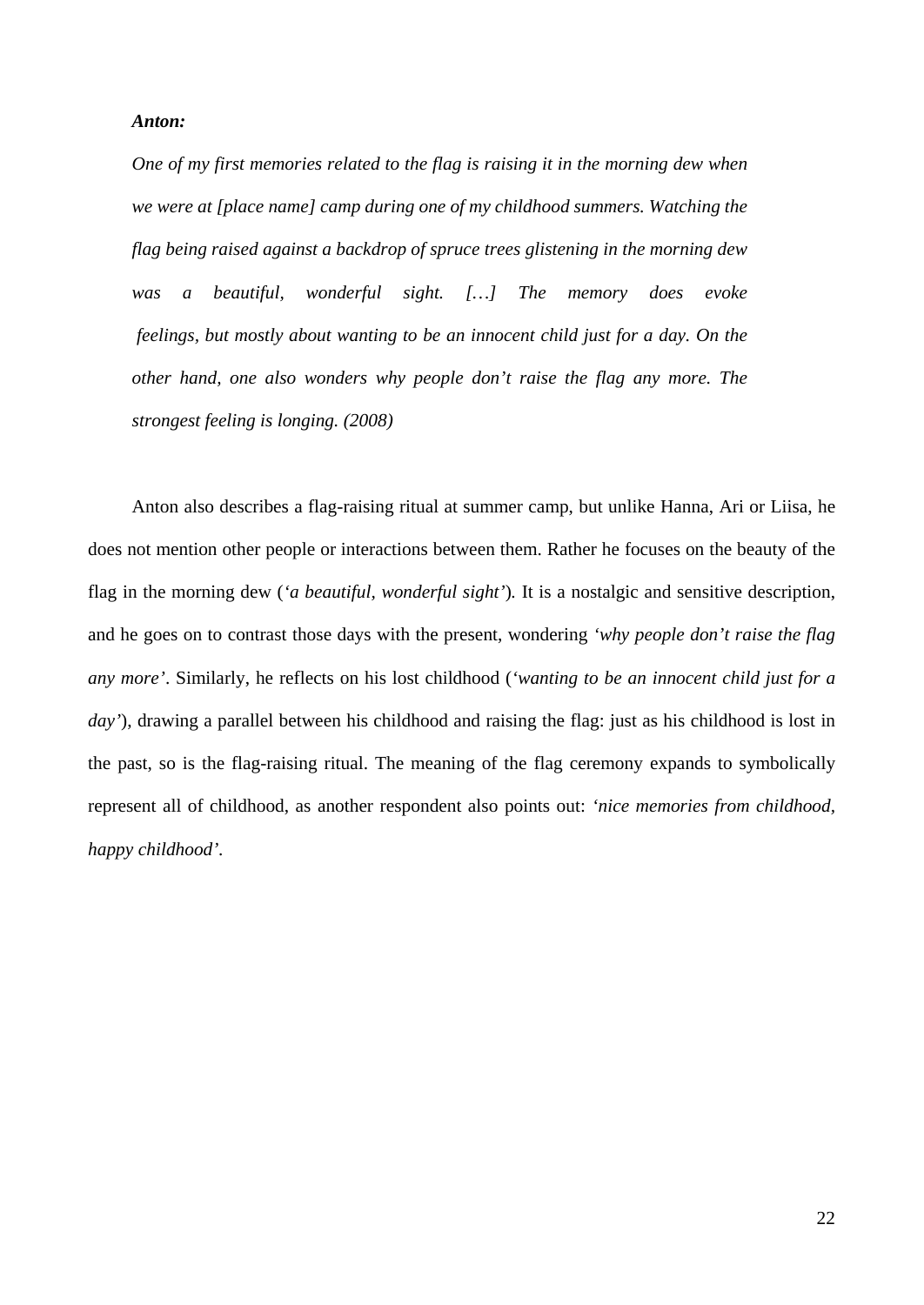***Anton:***

*One of my first memories related to the flag is raising it in the morning dew when we were at [place name] camp during one of my childhood summers. Watching the flag being raised against a backdrop of spruce trees glistening in the morning dew was a beautiful, wonderful sight. […] The memory does evoke feelings, but mostly about wanting to be an innocent child just for a day. On the other hand, one also wonders why people don't raise the flag any more. The strongest feeling is longing. (2008)*

Anton also describes a flag-raising ritual at summer camp, but unlike Hanna, Ari or Liisa, he does not mention other people or interactions between them. Rather he focuses on the beauty of the flag in the morning dew (*'a beautiful, wonderful sight'*). It is a nostalgic and sensitive description, and he goes on to contrast those days with the present, wondering *'why people don't raise the flag any more'*. Similarly, he reflects on his lost childhood (*'wanting to be an innocent child just for a day'*), drawing a parallel between his childhood and raising the flag: just as his childhood is lost in the past, so is the flag-raising ritual. The meaning of the flag ceremony expands to symbolically represent all of childhood, as another respondent also points out: *'nice memories from childhood, happy childhood'*.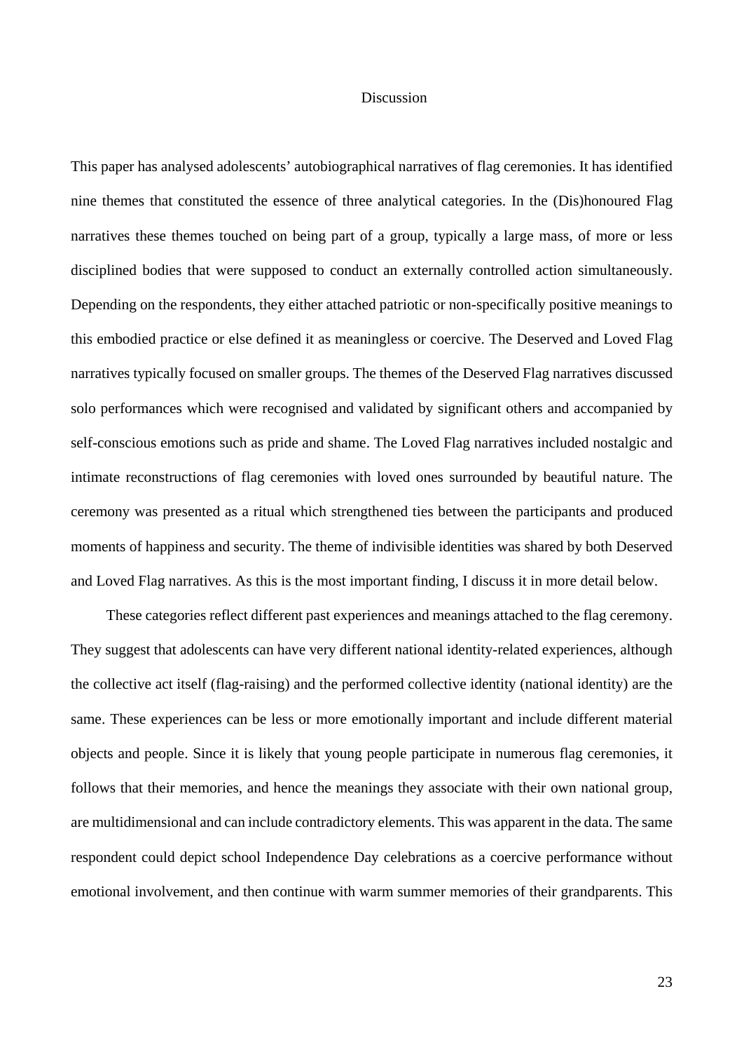# Discussion

This paper has analysed adolescents' autobiographical narratives of flag ceremonies. It has identified nine themes that constituted the essence of three analytical categories. In the (Dis)honoured Flag narratives these themes touched on being part of a group, typically a large mass, of more or less disciplined bodies that were supposed to conduct an externally controlled action simultaneously. Depending on the respondents, they either attached patriotic or non-specifically positive meanings to this embodied practice or else defined it as meaningless or coercive. The Deserved and Loved Flag narratives typically focused on smaller groups. The themes of the Deserved Flag narratives discussed solo performances which were recognised and validated by significant others and accompanied by self-conscious emotions such as pride and shame. The Loved Flag narratives included nostalgic and intimate reconstructions of flag ceremonies with loved ones surrounded by beautiful nature. The ceremony was presented as a ritual which strengthened ties between the participants and produced moments of happiness and security. The theme of indivisible identities was shared by both Deserved and Loved Flag narratives. As this is the most important finding, I discuss it in more detail below.

These categories reflect different past experiences and meanings attached to the flag ceremony. They suggest that adolescents can have very different national identity-related experiences, although the collective act itself (flag-raising) and the performed collective identity (national identity) are the same. These experiences can be less or more emotionally important and include different material objects and people. Since it is likely that young people participate in numerous flag ceremonies, it follows that their memories, and hence the meanings they associate with their own national group, are multidimensional and can include contradictory elements. This was apparent in the data. The same respondent could depict school Independence Day celebrations as a coercive performance without emotional involvement, and then continue with warm summer memories of their grandparents. This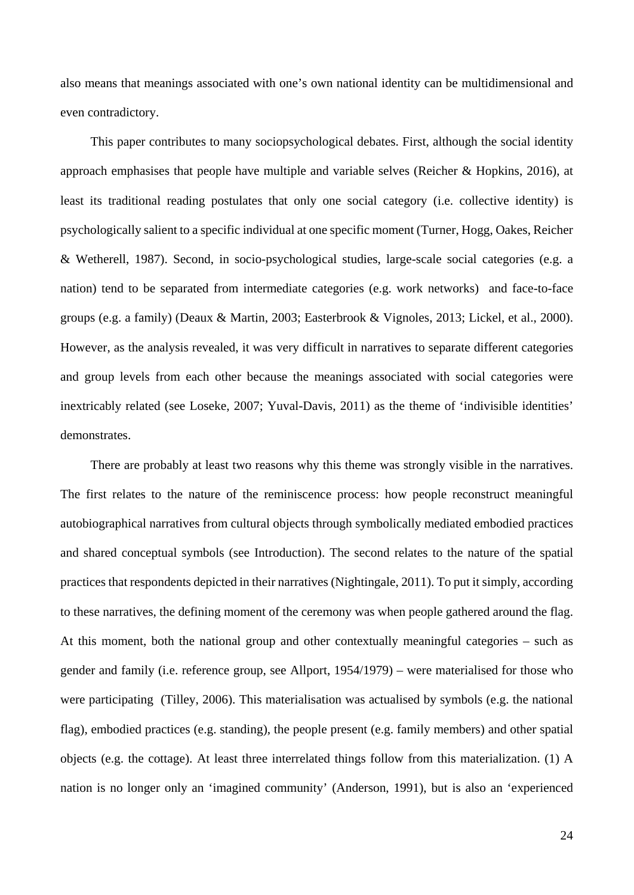also means that meanings associated with one's own national identity can be multidimensional and even contradictory.

This paper contributes to many sociopsychological debates. First, although the social identity approach emphasises that people have multiple and variable selves (Reicher & Hopkins, 2016), at least its traditional reading postulates that only one social category (i.e. collective identity) is psychologically salient to a specific individual at one specific moment (Turner, Hogg, Oakes, Reicher & Wetherell, 1987). Second, in socio-psychological studies, large-scale social categories (e.g. a nation) tend to be separated from intermediate categories (e.g. work networks) and face-to-face groups (e.g. a family) (Deaux & Martin, 2003; Easterbrook & Vignoles, 2013; Lickel, et al., 2000). However, as the analysis revealed, it was very difficult in narratives to separate different categories and group levels from each other because the meanings associated with social categories were inextricably related (see Loseke, 2007; Yuval-Davis, 2011) as the theme of 'indivisible identities' demonstrates.

There are probably at least two reasons why this theme was strongly visible in the narratives. The first relates to the nature of the reminiscence process: how people reconstruct meaningful autobiographical narratives from cultural objects through symbolically mediated embodied practices and shared conceptual symbols (see Introduction). The second relates to the nature of the spatial practices that respondents depicted in their narratives (Nightingale, 2011). To put it simply, according to these narratives, the defining moment of the ceremony was when people gathered around the flag. At this moment, both the national group and other contextually meaningful categories – such as gender and family (i.e. reference group, see Allport, 1954/1979) – were materialised for those who were participating (Tilley, 2006). This materialisation was actualised by symbols (e.g. the national flag), embodied practices (e.g. standing), the people present (e.g. family members) and other spatial objects (e.g. the cottage). At least three interrelated things follow from this materialization. (1) A nation is no longer only an 'imagined community' (Anderson, 1991), but is also an 'experienced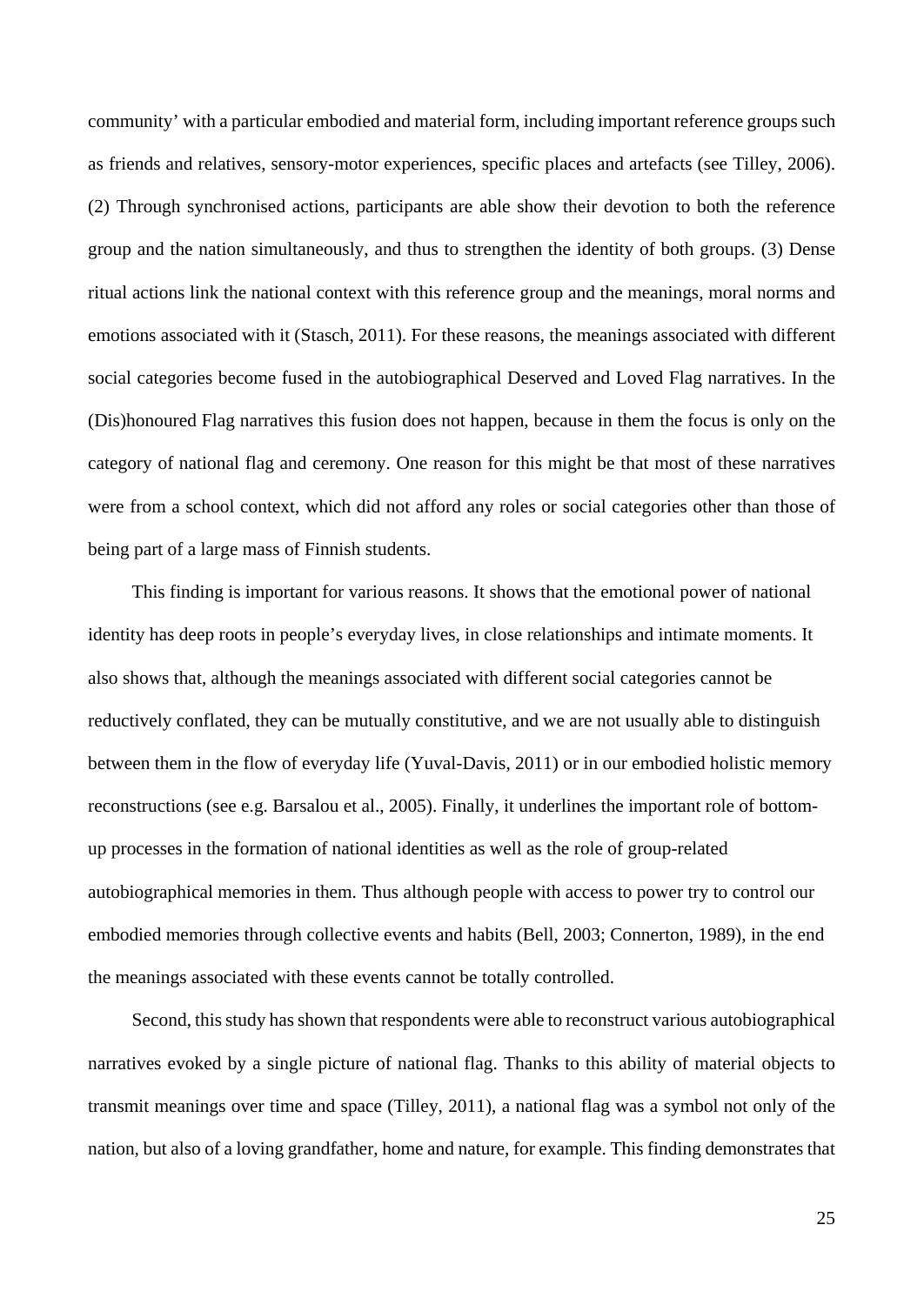community' with a particular embodied and material form, including important reference groups such as friends and relatives, sensory-motor experiences, specific places and artefacts (see Tilley, 2006). (2) Through synchronised actions, participants are able show their devotion to both the reference group and the nation simultaneously, and thus to strengthen the identity of both groups. (3) Dense ritual actions link the national context with this reference group and the meanings, moral norms and emotions associated with it (Stasch, 2011). For these reasons, the meanings associated with different social categories become fused in the autobiographical Deserved and Loved Flag narratives. In the (Dis)honoured Flag narratives this fusion does not happen, because in them the focus is only on the category of national flag and ceremony. One reason for this might be that most of these narratives were from a school context, which did not afford any roles or social categories other than those of being part of a large mass of Finnish students.

This finding is important for various reasons. It shows that the emotional power of national identity has deep roots in people's everyday lives, in close relationships and intimate moments. It also shows that, although the meanings associated with different social categories cannot be reductively conflated, they can be mutually constitutive, and we are not usually able to distinguish between them in the flow of everyday life (Yuval-Davis, 2011) or in our embodied holistic memory reconstructions (see e.g. Barsalou et al., 2005). Finally, it underlines the important role of bottom-up processes in the formation of national identities as well as the role of group-related autobiographical memories in them. Thus although people with access to power try to control our embodied memories through collective events and habits (Bell, 2003; Connerton, 1989), in the end the meanings associated with these events cannot be totally controlled.

Second, this study has shown that respondents were able to reconstruct various autobiographical narratives evoked by a single picture of national flag. Thanks to this ability of material objects to transmit meanings over time and space (Tilley, 2011), a national flag was a symbol not only of the nation, but also of a loving grandfather, home and nature, for example. This finding demonstrates that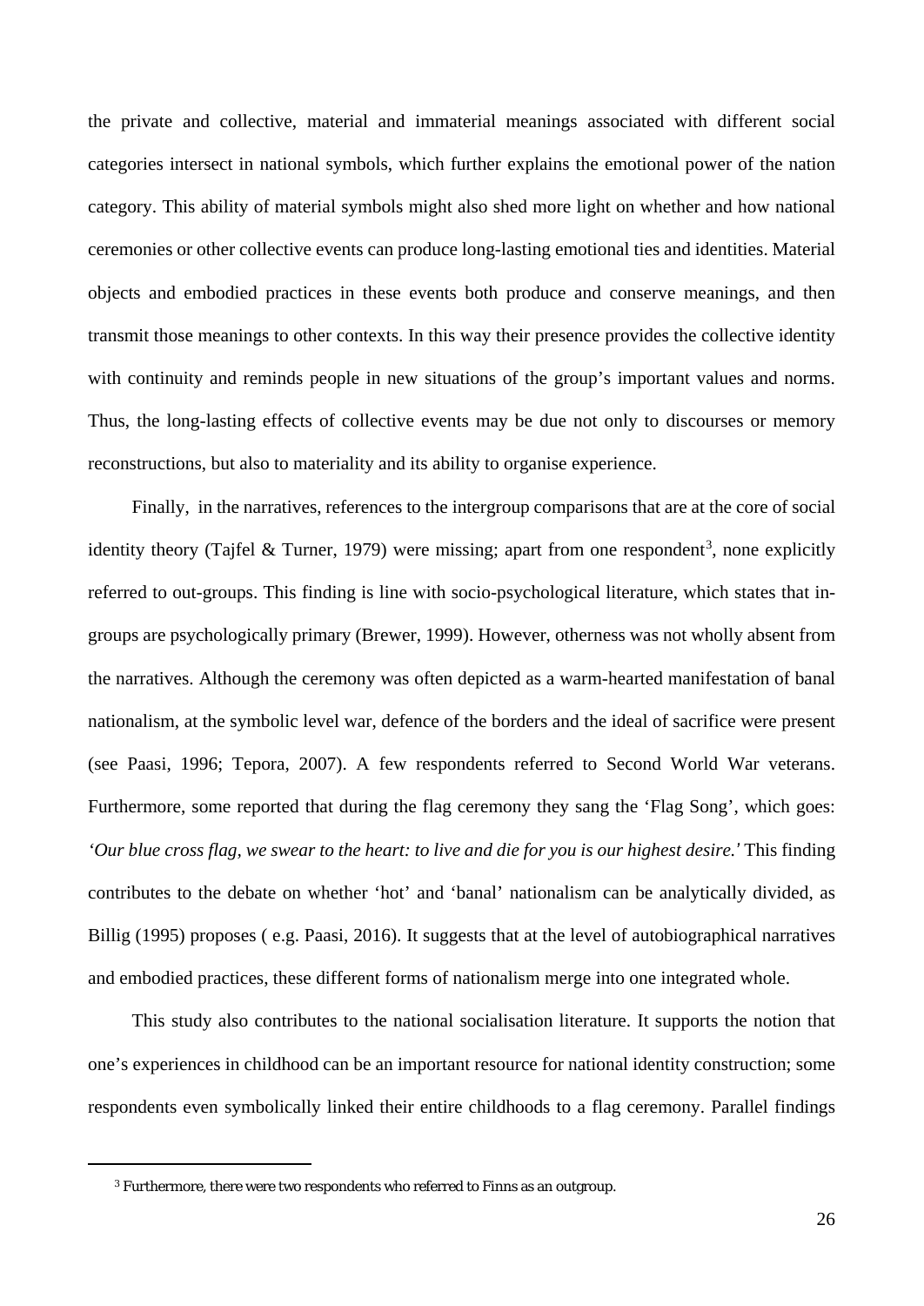the private and collective, material and immaterial meanings associated with different social categories intersect in national symbols, which further explains the emotional power of the nation category. This ability of material symbols might also shed more light on whether and how national ceremonies or other collective events can produce long-lasting emotional ties and identities. Material objects and embodied practices in these events both produce and conserve meanings, and then transmit those meanings to other contexts. In this way their presence provides the collective identity with continuity and reminds people in new situations of the group's important values and norms. Thus, the long-lasting effects of collective events may be due not only to discourses or memory reconstructions, but also to materiality and its ability to organise experience.

Finally, in the narratives, references to the intergroup comparisons that are at the core of social identity theory (Tajfel & Turner, 1979) were missing; apart from one respondent[3], none explicitly referred to out-groups. This finding is line with socio-psychological literature, which states that in-groups are psychologically primary (Brewer, 1999). However, otherness was not wholly absent from the narratives. Although the ceremony was often depicted as a warm-hearted manifestation of banal nationalism, at the symbolic level war, defence of the borders and the ideal of sacrifice were present (see Paasi, 1996; Tepora, 2007). A few respondents referred to Second World War veterans. Furthermore, some reported that during the flag ceremony they sang the 'Flag Song', which goes: *'Our blue cross flag, we swear to the heart: to live and die for you is our highest desire.'* This finding contributes to the debate on whether 'hot' and 'banal' nationalism can be analytically divided, as Billig (1995) proposes ( e.g. Paasi, 2016). It suggests that at the level of autobiographical narratives and embodied practices, these different forms of nationalism merge into one integrated whole.

This study also contributes to the national socialisation literature. It supports the notion that one's experiences in childhood can be an important resource for national identity construction; some respondents even symbolically linked their entire childhoods to a flag ceremony. Parallel findings

[3] Furthermore, there were two respondents who referred to Finns as an outgroup.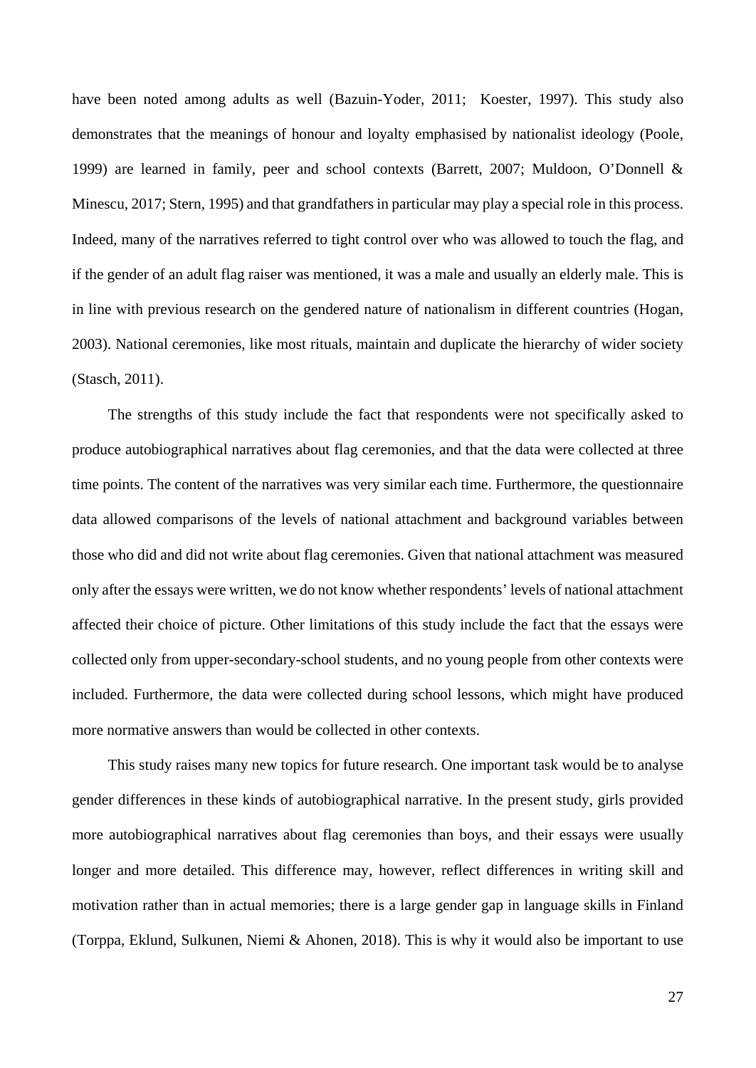have been noted among adults as well (Bazuin-Yoder, 2011; Koester, 1997). This study also demonstrates that the meanings of honour and loyalty emphasised by nationalist ideology (Poole, 1999) are learned in family, peer and school contexts (Barrett, 2007; Muldoon, O'Donnell & Minescu, 2017; Stern, 1995) and that grandfathers in particular may play a special role in this process. Indeed, many of the narratives referred to tight control over who was allowed to touch the flag, and if the gender of an adult flag raiser was mentioned, it was a male and usually an elderly male. This is in line with previous research on the gendered nature of nationalism in different countries (Hogan, 2003). National ceremonies, like most rituals, maintain and duplicate the hierarchy of wider society (Stasch, 2011).

The strengths of this study include the fact that respondents were not specifically asked to produce autobiographical narratives about flag ceremonies, and that the data were collected at three time points. The content of the narratives was very similar each time. Furthermore, the questionnaire data allowed comparisons of the levels of national attachment and background variables between those who did and did not write about flag ceremonies. Given that national attachment was measured only after the essays were written, we do not know whether respondents' levels of national attachment affected their choice of picture. Other limitations of this study include the fact that the essays were collected only from upper-secondary-school students, and no young people from other contexts were included. Furthermore, the data were collected during school lessons, which might have produced more normative answers than would be collected in other contexts.

This study raises many new topics for future research. One important task would be to analyse gender differences in these kinds of autobiographical narrative. In the present study, girls provided more autobiographical narratives about flag ceremonies than boys, and their essays were usually longer and more detailed. This difference may, however, reflect differences in writing skill and motivation rather than in actual memories; there is a large gender gap in language skills in Finland (Torppa, Eklund, Sulkunen, Niemi & Ahonen, 2018). This is why it would also be important to use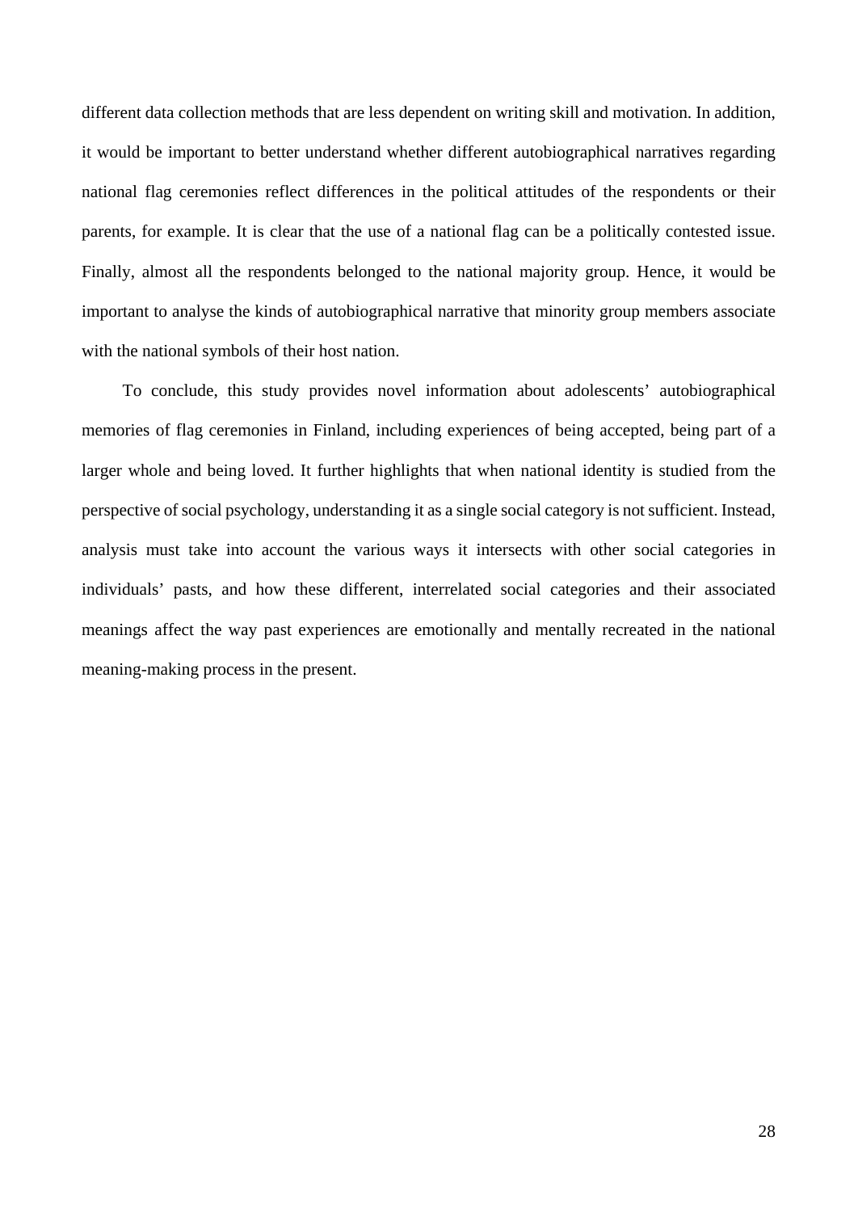different data collection methods that are less dependent on writing skill and motivation. In addition, it would be important to better understand whether different autobiographical narratives regarding national flag ceremonies reflect differences in the political attitudes of the respondents or their parents, for example. It is clear that the use of a national flag can be a politically contested issue. Finally, almost all the respondents belonged to the national majority group. Hence, it would be important to analyse the kinds of autobiographical narrative that minority group members associate with the national symbols of their host nation.

To conclude, this study provides novel information about adolescents' autobiographical memories of flag ceremonies in Finland, including experiences of being accepted, being part of a larger whole and being loved. It further highlights that when national identity is studied from the perspective of social psychology, understanding it as a single social category is not sufficient. Instead, analysis must take into account the various ways it intersects with other social categories in individuals' pasts, and how these different, interrelated social categories and their associated meanings affect the way past experiences are emotionally and mentally recreated in the national meaning-making process in the present.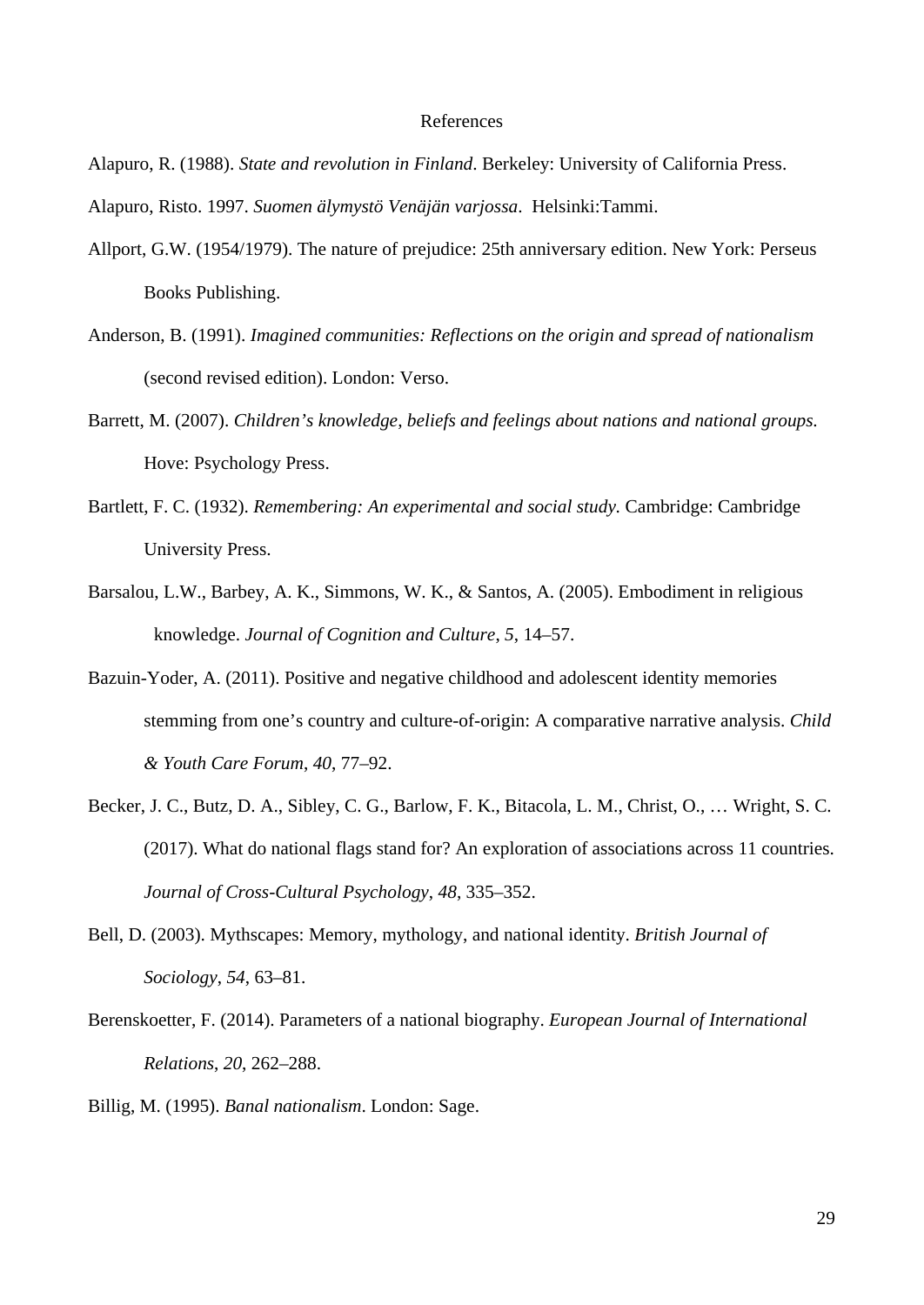# References

Alapuro, R. (1988). *State and revolution in Finland*. Berkeley: University of California Press.

Alapuro, Risto. 1997. *Suomen älymystö Venäjän varjossa*. Helsinki:Tammi.

Allport, G.W. (1954/1979). The nature of prejudice: 25th anniversary edition. New York: Perseus Books Publishing.

Anderson, B. (1991). *Imagined communities: Reflections on the origin and spread of nationalism* (second revised edition). London: Verso.

Barrett, M. (2007). *Children's knowledge, beliefs and feelings about nations and national groups.* Hove: Psychology Press.

Bartlett, F. C. (1932). *Remembering: An experimental and social study*. Cambridge: Cambridge University Press.

Barsalou, L.W., Barbey, A. K., Simmons, W. K., & Santos, A. (2005). Embodiment in religious knowledge. *Journal of Cognition and Culture*, *5*, 14–57.

Bazuin-Yoder, A. (2011). Positive and negative childhood and adolescent identity memories stemming from one's country and culture-of-origin: A comparative narrative analysis. *Child & Youth Care Forum*, *40*, 77–92.

Becker, J. C., Butz, D. A., Sibley, C. G., Barlow, F. K., Bitacola, L. M., Christ, O., … Wright, S. C. (2017). What do national flags stand for? An exploration of associations across 11 countries. *Journal of Cross-Cultural Psychology*, *48*, 335–352.

Bell, D. (2003). Mythscapes: Memory, mythology, and national identity. *British Journal of Sociology*, *54*, 63–81.

Berenskoetter, F. (2014). Parameters of a national biography. *European Journal of International Relations*, *20*, 262–288.

Billig, M. (1995). *Banal nationalism*. London: Sage.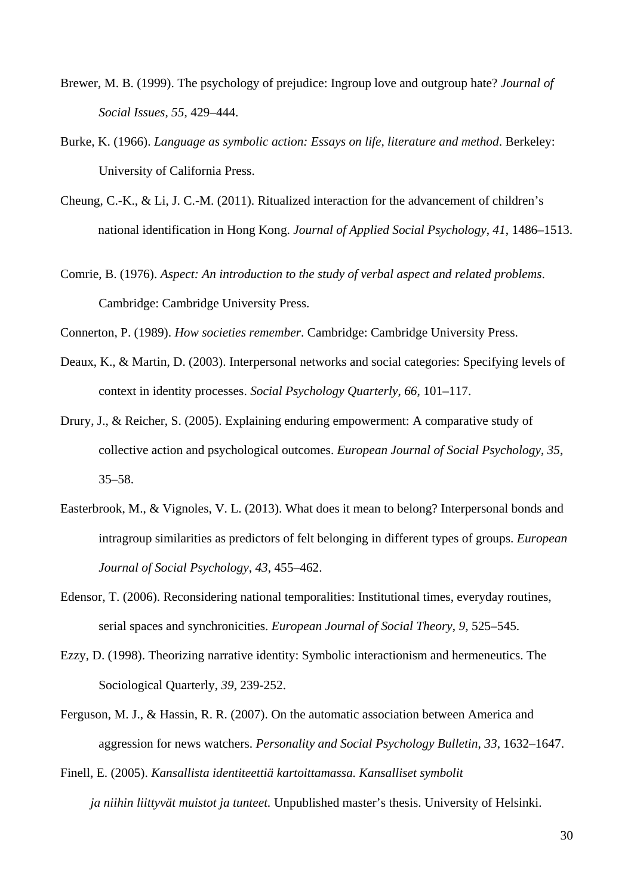Brewer, M. B. (1999). The psychology of prejudice: Ingroup love and outgroup hate? *Journal of Social Issues*, *55*, 429–444.

Burke, K. (1966). *Language as symbolic action: Essays on life, literature and method*. Berkeley: University of California Press.

Cheung, C.-K., & Li, J. C.-M. (2011). Ritualized interaction for the advancement of children's national identification in Hong Kong. *Journal of Applied Social Psychology*, *41*, 1486–1513.

Comrie, B. (1976). *Aspect: An introduction to the study of verbal aspect and related problems*. Cambridge: Cambridge University Press.

Connerton, P. (1989). *How societies remember*. Cambridge: Cambridge University Press.

Deaux, K., & Martin, D. (2003). Interpersonal networks and social categories: Specifying levels of context in identity processes. *Social Psychology Quarterly*, *66*, 101–117.

Drury, J., & Reicher, S. (2005). Explaining enduring empowerment: A comparative study of collective action and psychological outcomes. *European Journal of Social Psychology*, *35*, 35–58.

Easterbrook, M., & Vignoles, V. L. (2013). What does it mean to belong? Interpersonal bonds and intragroup similarities as predictors of felt belonging in different types of groups. *European Journal of Social Psychology*, *43*, 455–462.

Edensor, T. (2006). Reconsidering national temporalities: Institutional times, everyday routines, serial spaces and synchronicities. *European Journal of Social Theory*, *9*, 525–545.

Ezzy, D. (1998). Theorizing narrative identity: Symbolic interactionism and hermeneutics. The Sociological Quarterly, *39*, 239-252.

Ferguson, M. J., & Hassin, R. R. (2007). On the automatic association between America and aggression for news watchers. *Personality and Social Psychology Bulletin*, *33*, 1632–1647.

Finell, E. (2005). *Kansallista identiteettiä kartoittamassa. Kansalliset symbolit ja niihin liittyvät muistot ja tunteet.* Unpublished master's thesis. University of Helsinki.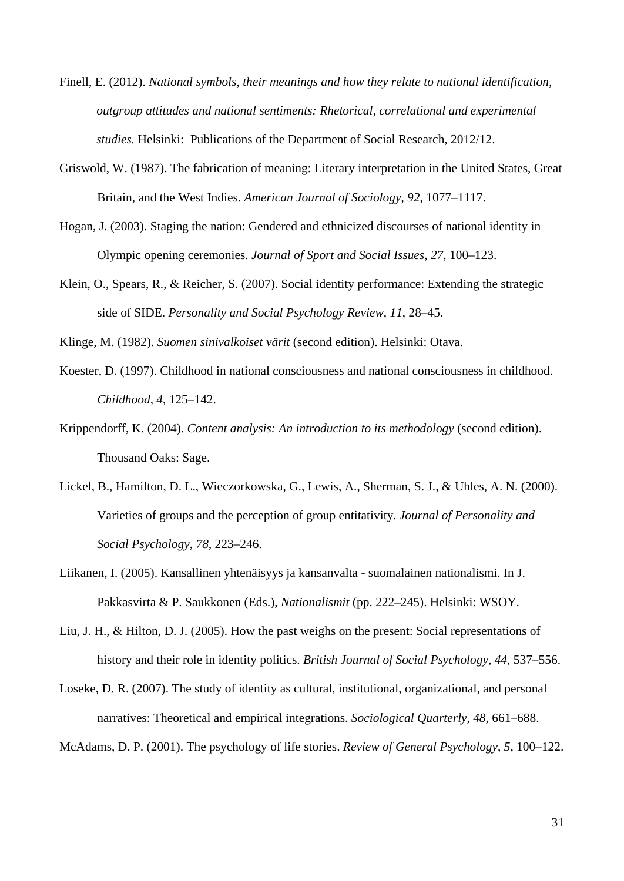Finell, E. (2012). *National symbols, their meanings and how they relate to national identification, outgroup attitudes and national sentiments: Rhetorical, correlational and experimental studies.* Helsinki: Publications of the Department of Social Research, 2012/12.

Griswold, W. (1987). The fabrication of meaning: Literary interpretation in the United States, Great Britain, and the West Indies. *American Journal of Sociology*, *92*, 1077–1117.

Hogan, J. (2003). Staging the nation: Gendered and ethnicized discourses of national identity in Olympic opening ceremonies. *Journal of Sport and Social Issues*, *27*, 100–123.

Klein, O., Spears, R., & Reicher, S. (2007). Social identity performance: Extending the strategic side of SIDE. *Personality and Social Psychology Review*, *11*, 28–45.

Klinge, M. (1982). *Suomen sinivalkoiset värit* (second edition). Helsinki: Otava.

Koester, D. (1997). Childhood in national consciousness and national consciousness in childhood. *Childhood*, *4*, 125–142.

Krippendorff, K. (2004). *Content analysis: An introduction to its methodology* (second edition). Thousand Oaks: Sage.

Lickel, B., Hamilton, D. L., Wieczorkowska, G., Lewis, A., Sherman, S. J., & Uhles, A. N. (2000). Varieties of groups and the perception of group entitativity. *Journal of Personality and Social Psychology*, *78*, 223–246.

Liikanen, I. (2005). Kansallinen yhtenäisyys ja kansanvalta - suomalainen nationalismi. In J. Pakkasvirta & P. Saukkonen (Eds.), *Nationalismit* (pp. 222–245). Helsinki: WSOY.

Liu, J. H., & Hilton, D. J. (2005). How the past weighs on the present: Social representations of history and their role in identity politics. *British Journal of Social Psychology*, *44*, 537–556.

Loseke, D. R. (2007). The study of identity as cultural, institutional, organizational, and personal narratives: Theoretical and empirical integrations. *Sociological Quarterly*, *48*, 661–688.

McAdams, D. P. (2001). The psychology of life stories. *Review of General Psychology*, *5*, 100–122.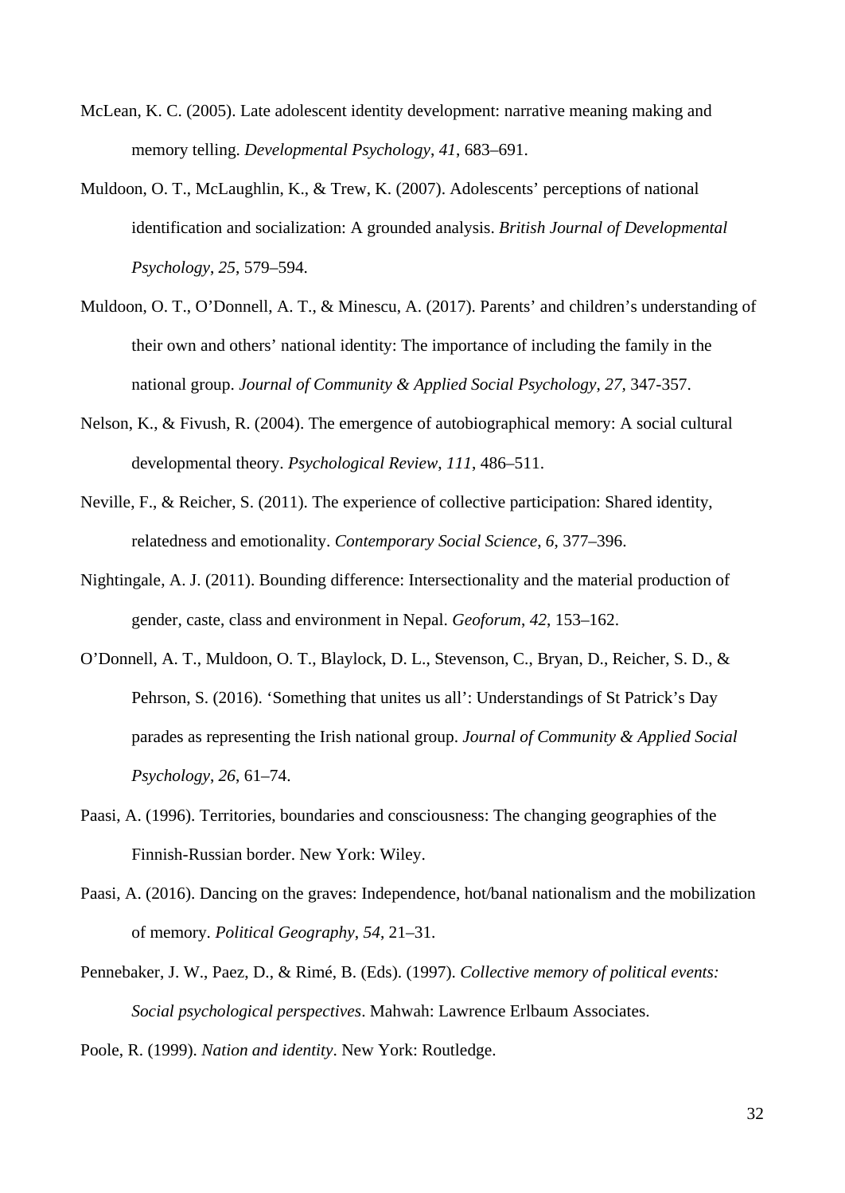McLean, K. C. (2005). Late adolescent identity development: narrative meaning making and memory telling. *Developmental Psychology*, *41*, 683–691.

Muldoon, O. T., McLaughlin, K., & Trew, K. (2007). Adolescents' perceptions of national identification and socialization: A grounded analysis. *British Journal of Developmental Psychology*, *25*, 579–594.

Muldoon, O. T., O'Donnell, A. T., & Minescu, A. (2017). Parents' and children's understanding of their own and others' national identity: The importance of including the family in the national group. *Journal of Community & Applied Social Psychology*, *27*, 347-357.

Nelson, K., & Fivush, R. (2004). The emergence of autobiographical memory: A social cultural developmental theory. *Psychological Review*, *111*, 486–511.

Neville, F., & Reicher, S. (2011). The experience of collective participation: Shared identity, relatedness and emotionality. *Contemporary Social Science*, *6*, 377–396.

Nightingale, A. J. (2011). Bounding difference: Intersectionality and the material production of gender, caste, class and environment in Nepal. *Geoforum*, *42*, 153–162.

O'Donnell, A. T., Muldoon, O. T., Blaylock, D. L., Stevenson, C., Bryan, D., Reicher, S. D., & Pehrson, S. (2016). 'Something that unites us all': Understandings of St Patrick's Day parades as representing the Irish national group. *Journal of Community & Applied Social Psychology*, *26*, 61–74.

Paasi, A. (1996). Territories, boundaries and consciousness: The changing geographies of the Finnish-Russian border. New York: Wiley.

Paasi, A. (2016). Dancing on the graves: Independence, hot/banal nationalism and the mobilization of memory. *Political Geography*, *54*, 21–31.

Pennebaker, J. W., Paez, D., & Rimé, B. (Eds). (1997). *Collective memory of political events: Social psychological perspectives*. Mahwah: Lawrence Erlbaum Associates.

Poole, R. (1999). *Nation and identity*. New York: Routledge.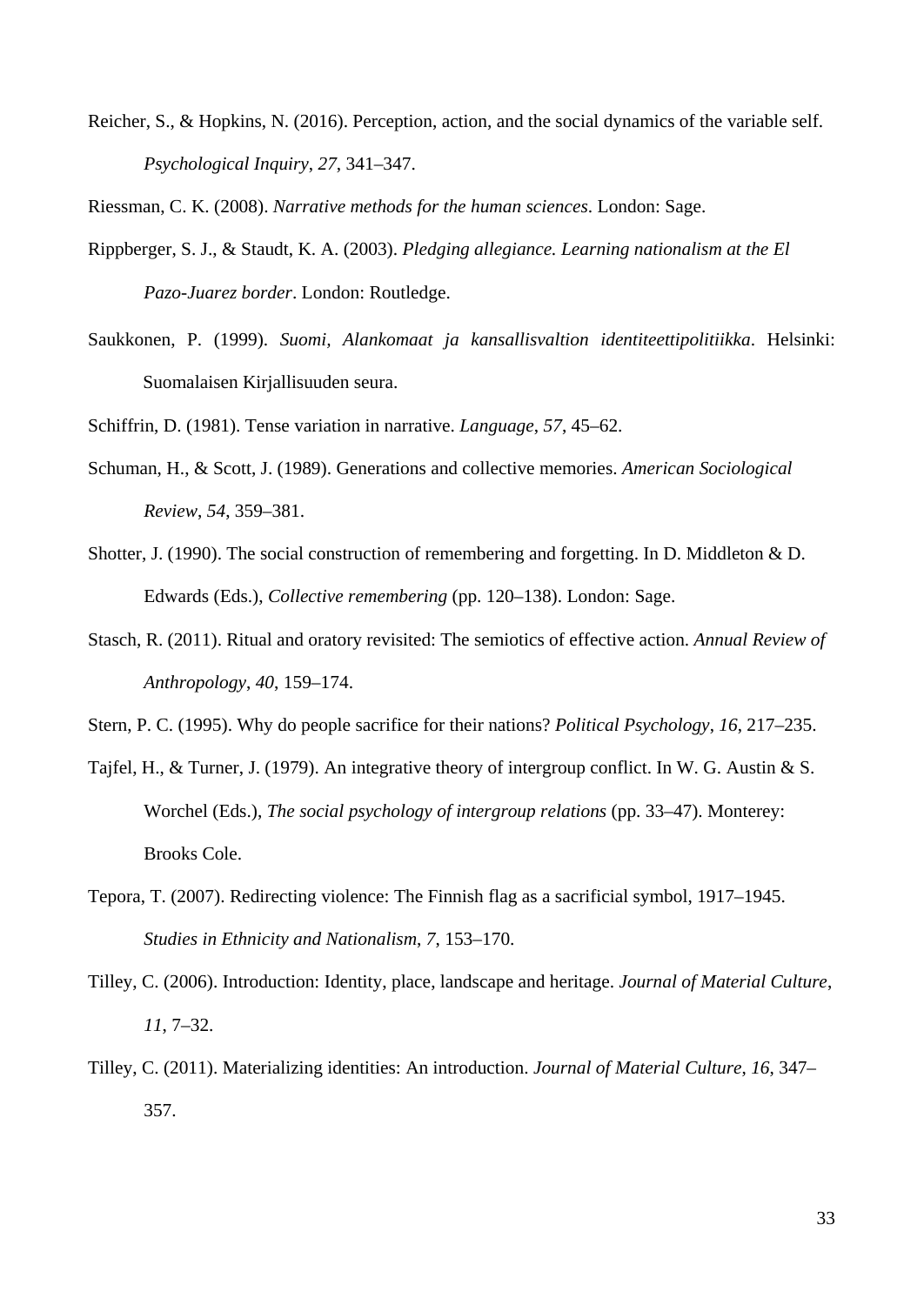Reicher, S., & Hopkins, N. (2016). Perception, action, and the social dynamics of the variable self. *Psychological Inquiry*, *27*, 341–347.

Riessman, C. K. (2008). *Narrative methods for the human sciences*. London: Sage.

Rippberger, S. J., & Staudt, K. A. (2003). *Pledging allegiance. Learning nationalism at the El Pazo-Juarez border*. London: Routledge.

Saukkonen, P. (1999). *Suomi, Alankomaat ja kansallisvaltion identiteettipolitiikka*. Helsinki: Suomalaisen Kirjallisuuden seura.

Schiffrin, D. (1981). Tense variation in narrative. *Language*, *57*, 45–62.

Schuman, H., & Scott, J. (1989). Generations and collective memories. *American Sociological Review*, *54*, 359–381.

Shotter, J. (1990). The social construction of remembering and forgetting. In D. Middleton & D. Edwards (Eds.), *Collective remembering* (pp. 120–138). London: Sage.

Stasch, R. (2011). Ritual and oratory revisited: The semiotics of effective action. *Annual Review of Anthropology*, *40*, 159–174.

Stern, P. C. (1995). Why do people sacrifice for their nations? *Political Psychology*, *16*, 217–235.

Tajfel, H., & Turner, J. (1979). An integrative theory of intergroup conflict. In W. G. Austin & S. Worchel (Eds.), *The social psychology of intergroup relations* (pp. 33–47). Monterey: Brooks Cole.

Tepora, T. (2007). Redirecting violence: The Finnish flag as a sacrificial symbol, 1917–1945. *Studies in Ethnicity and Nationalism*, *7*, 153–170.

Tilley, C. (2006). Introduction: Identity, place, landscape and heritage. *Journal of Material Culture*, *11*, 7–32.

Tilley, C. (2011). Materializing identities: An introduction. *Journal of Material Culture*, *16*, 347–357.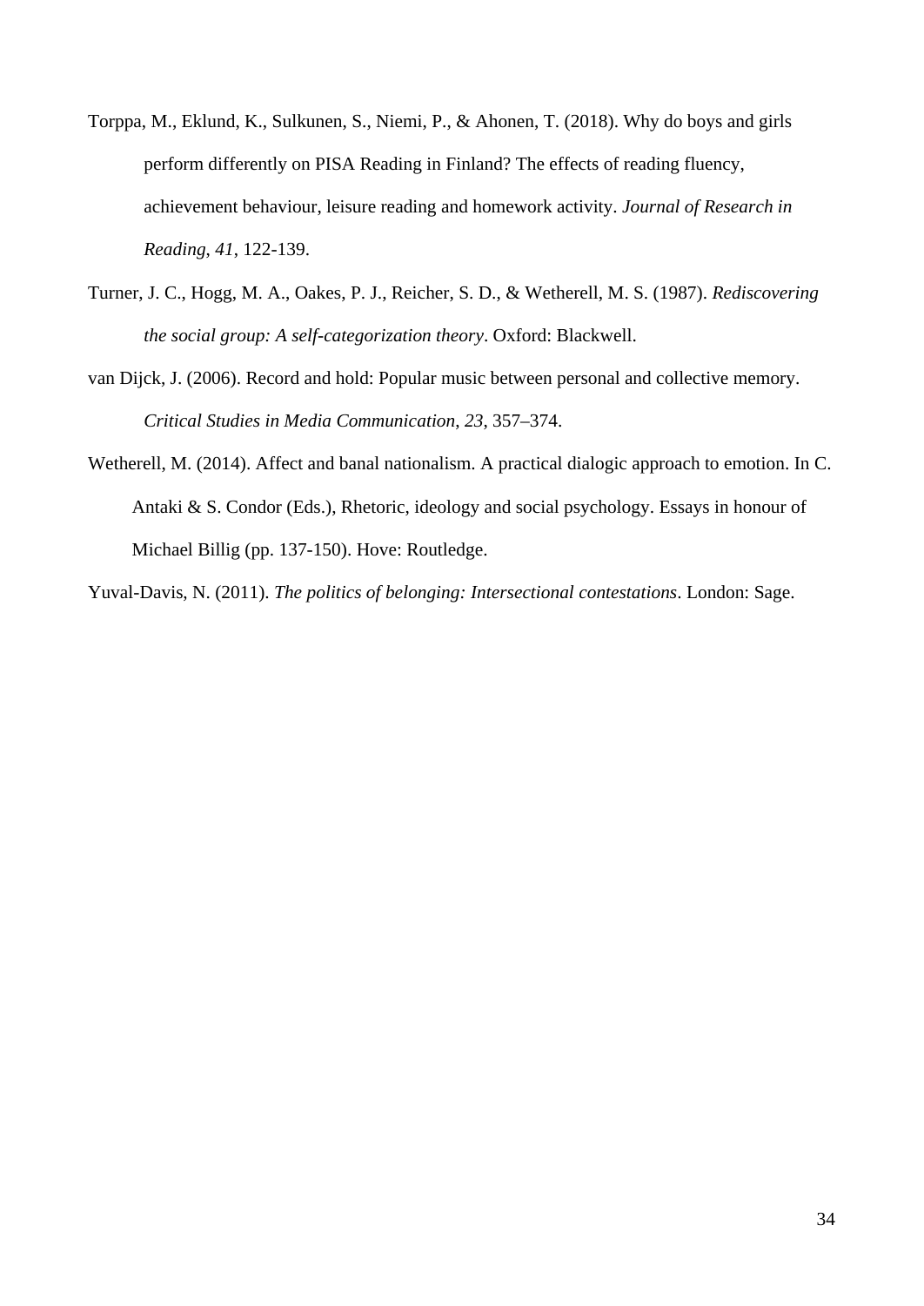Torppa, M., Eklund, K., Sulkunen, S., Niemi, P., & Ahonen, T. (2018). Why do boys and girls perform differently on PISA Reading in Finland? The effects of reading fluency, achievement behaviour, leisure reading and homework activity. *Journal of Research in Reading, 41*, 122-139.

Turner, J. C., Hogg, M. A., Oakes, P. J., Reicher, S. D., & Wetherell, M. S. (1987). *Rediscovering the social group: A self-categorization theory*. Oxford: Blackwell.

van Dijck, J. (2006). Record and hold: Popular music between personal and collective memory. *Critical Studies in Media Communication, 23*, 357–374.

Wetherell, M. (2014). Affect and banal nationalism. A practical dialogic approach to emotion. In C. Antaki & S. Condor (Eds.), Rhetoric, ideology and social psychology. Essays in honour of Michael Billig (pp. 137-150). Hove: Routledge.

Yuval-Davis, N. (2011). *The politics of belonging: Intersectional contestations*. London: Sage.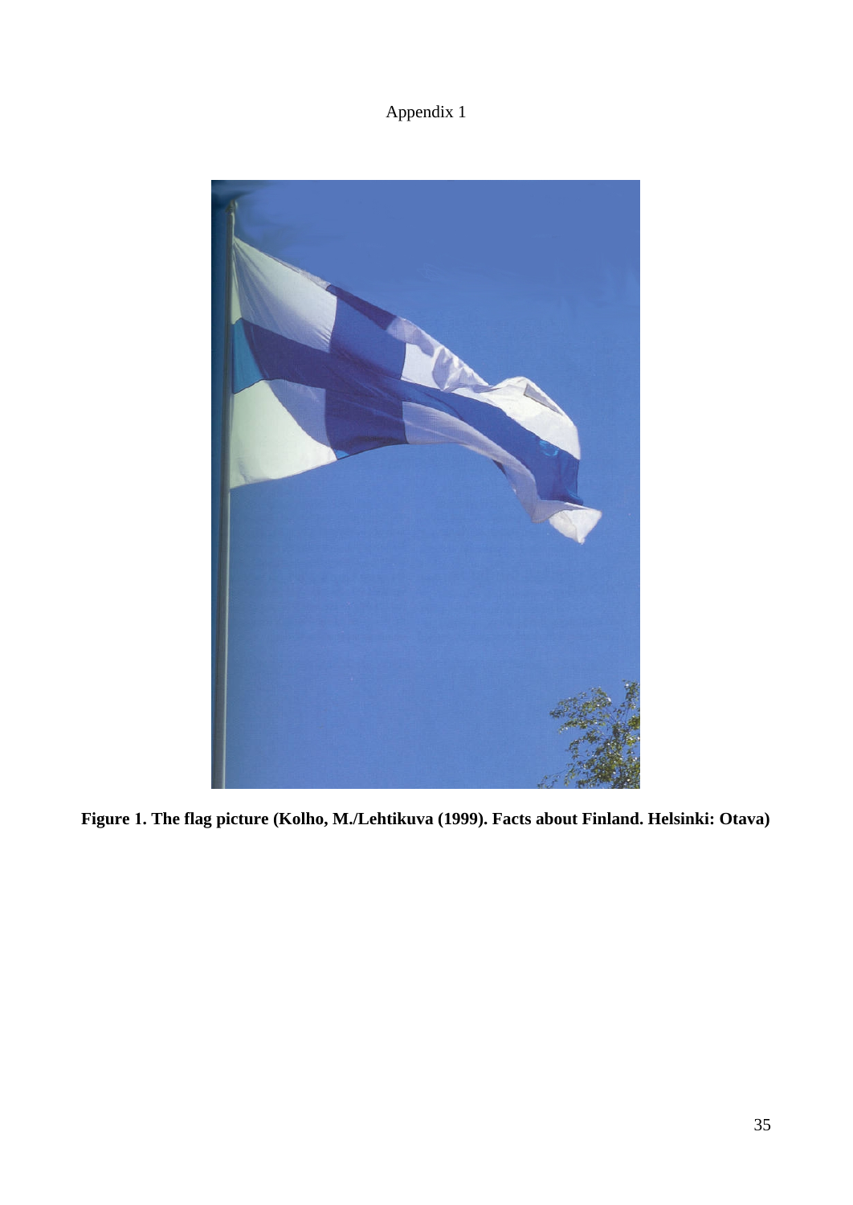Appendix 1

**Figure 1. The flag picture (Kolho, M./Lehtikuva (1999). Facts about Finland. Helsinki: Otava)**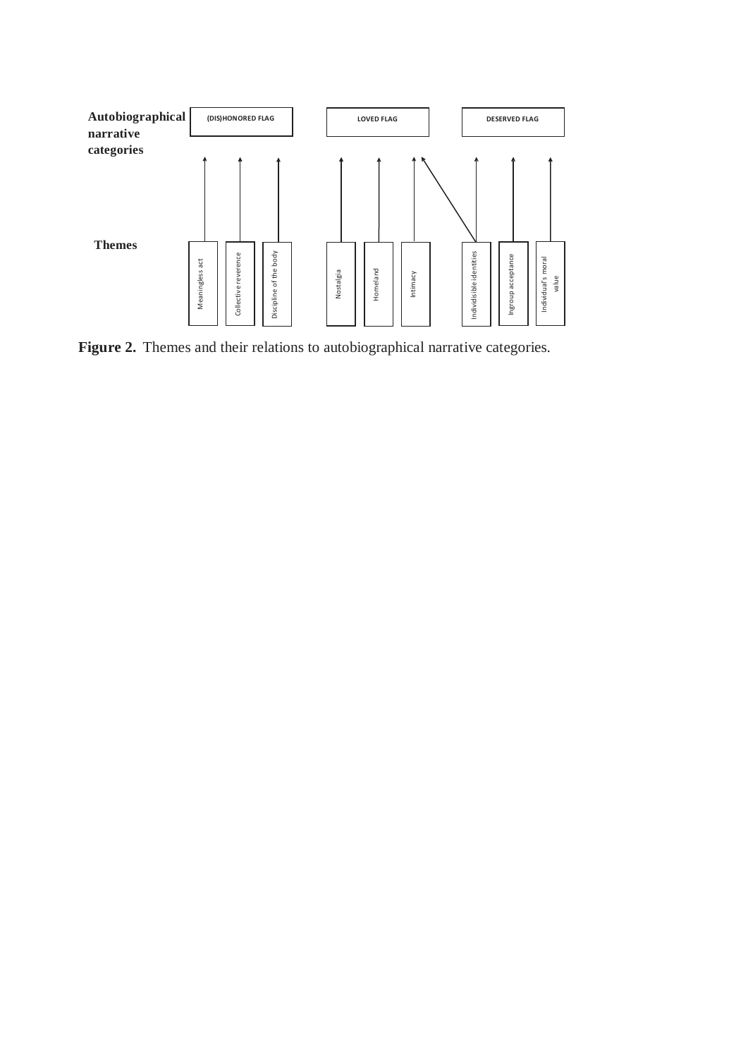Autobiographical narrative categories

(DIS)HONORED FLAG

LOVED FLAG

DESERVED FLAG

Themes

Meaningless act

Collective reverence

Discipline of the body

Nostalgia

Homeland

Intimacy

Individisible identities

Ingroup acceptance

Individual's moral value

**Figure 2.** Themes and their relations to autobiographical narrative categories.